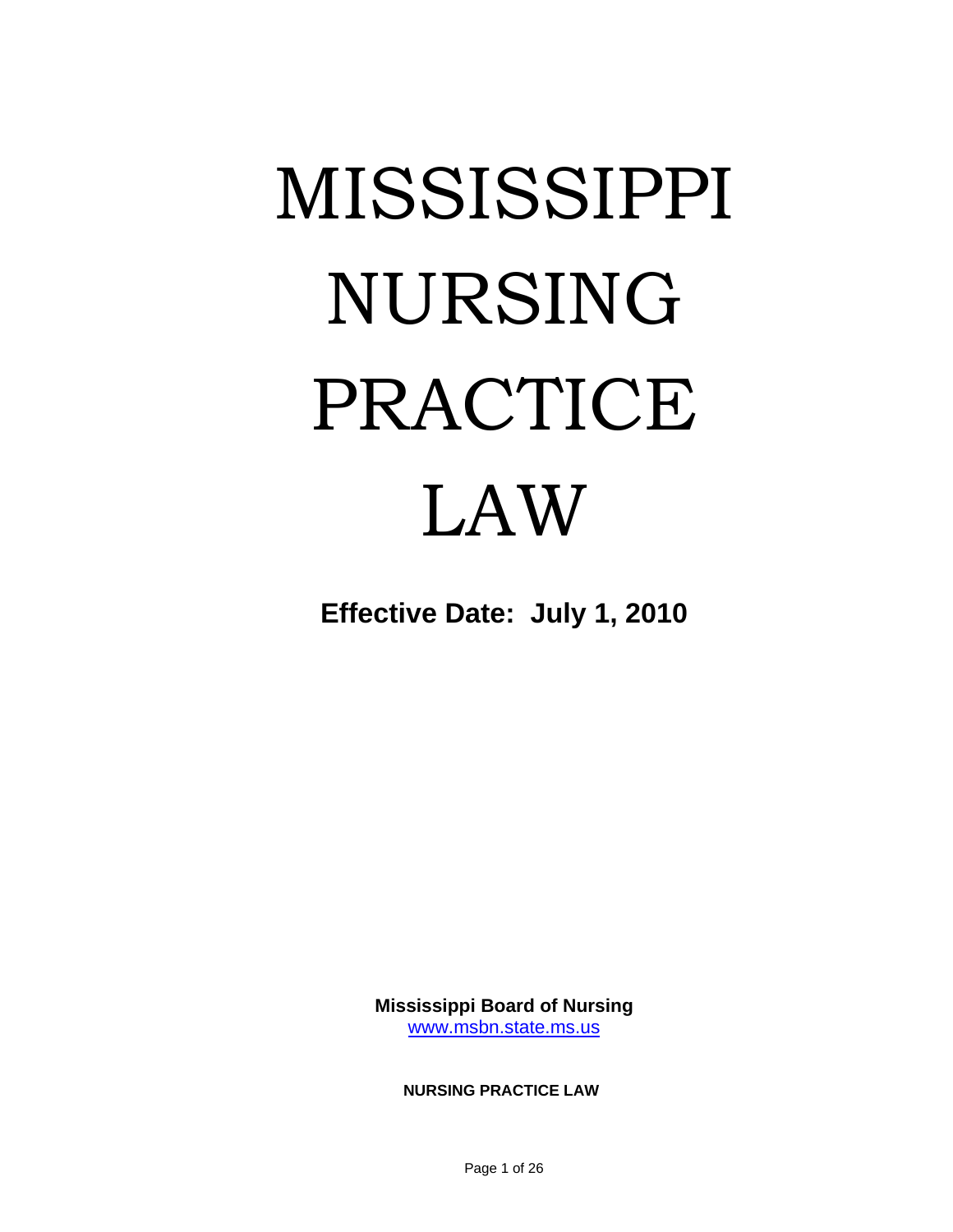# MISSISSIPPI NURSING PRACTICE LAW

**Effective Date: July 1, 2010**

**Mississippi Board of Nursing**
[www.msbn.state.ms.us](http://www.msbn.state.ms.us)

**NURSING PRACTICE LAW**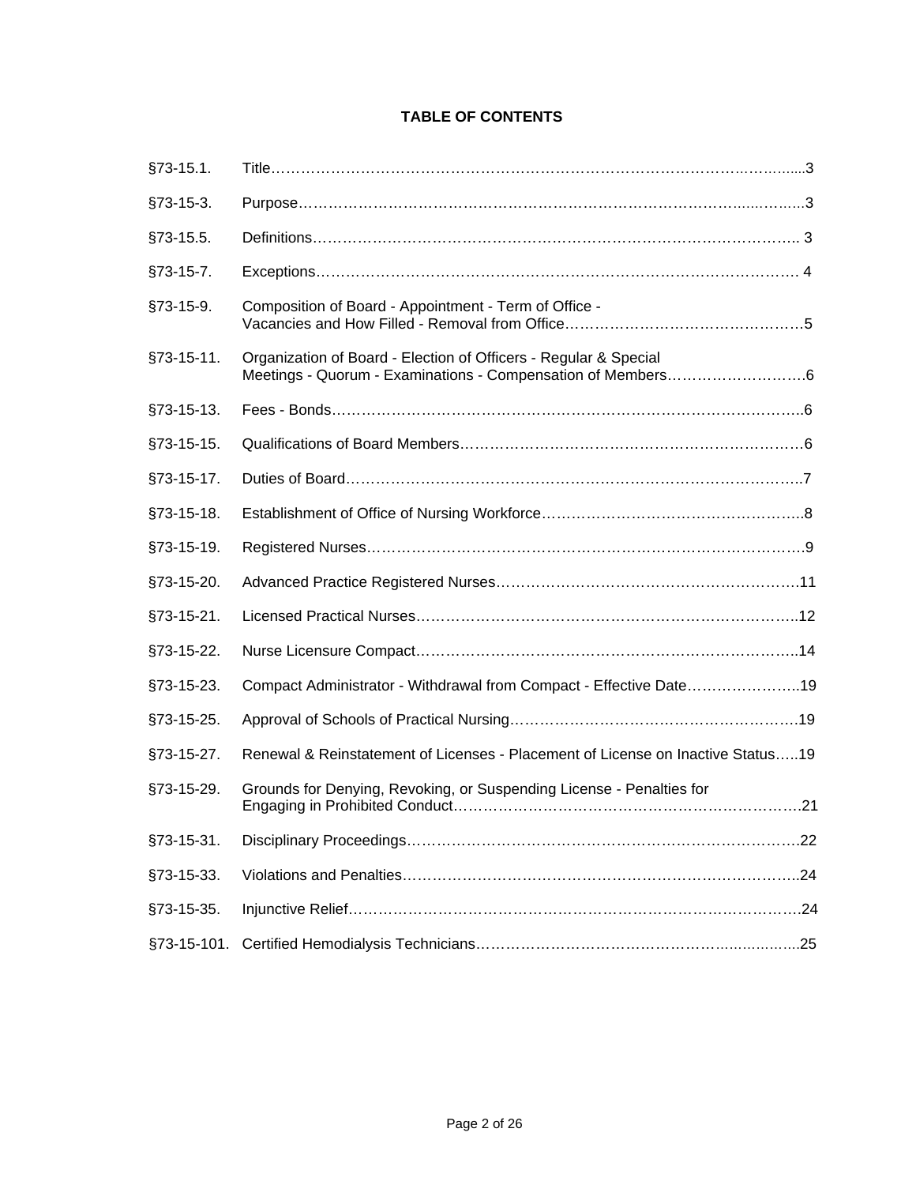**TABLE OF CONTENTS**

| Section | Title | Page |
|---|---|---|
| §73-15.1. | Title | 3 |
| §73-15-3. | Purpose | 3 |
| §73-15.5. | Definitions | 3 |
| §73-15-7. | Exceptions | 4 |
| §73-15-9. | Composition of Board - Appointment - Term of Office - Vacancies and How Filled - Removal from Office | 5 |
| §73-15-11. | Organization of Board - Election of Officers - Regular & Special Meetings - Quorum - Examinations - Compensation of Members | 6 |
| §73-15-13. | Fees - Bonds | 6 |
| §73-15-15. | Qualifications of Board Members | 6 |
| §73-15-17. | Duties of Board | 7 |
| §73-15-18. | Establishment of Office of Nursing Workforce | 8 |
| §73-15-19. | Registered Nurses | 9 |
| §73-15-20. | Advanced Practice Registered Nurses | 11 |
| §73-15-21. | Licensed Practical Nurses | 12 |
| §73-15-22. | Nurse Licensure Compact | 14 |
| §73-15-23. | Compact Administrator - Withdrawal from Compact - Effective Date | 19 |
| §73-15-25. | Approval of Schools of Practical Nursing | 19 |
| §73-15-27. | Renewal & Reinstatement of Licenses - Placement of License on Inactive Status | 19 |
| §73-15-29. | Grounds for Denying, Revoking, or Suspending License - Penalties for Engaging in Prohibited Conduct | 21 |
| §73-15-31. | Disciplinary Proceedings | 22 |
| §73-15-33. | Violations and Penalties | 24 |
| §73-15-35. | Injunctive Relief | 24 |
| §73-15-101. | Certified Hemodialysis Technicians | 25 |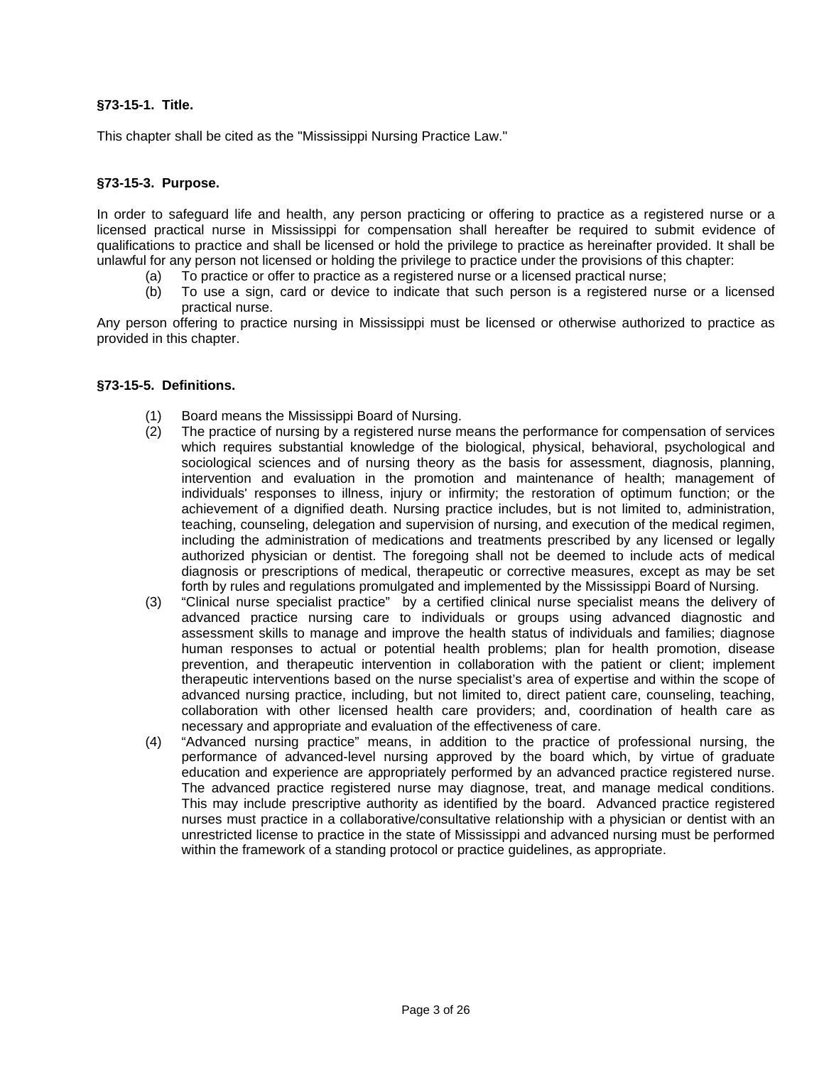### §73-15-1. Title.

This chapter shall be cited as the "Mississippi Nursing Practice Law."

### §73-15-3. Purpose.

In order to safeguard life and health, any person practicing or offering to practice as a registered nurse or a licensed practical nurse in Mississippi for compensation shall hereafter be required to submit evidence of qualifications to practice and shall be licensed or hold the privilege to practice as hereinafter provided. It shall be unlawful for any person not licensed or holding the privilege to practice under the provisions of this chapter:

(a) To practice or offer to practice as a registered nurse or a licensed practical nurse;
(b) To use a sign, card or device to indicate that such person is a registered nurse or a licensed practical nurse.

Any person offering to practice nursing in Mississippi must be licensed or otherwise authorized to practice as provided in this chapter.

### §73-15-5. Definitions.

(1) Board means the Mississippi Board of Nursing.
(2) The practice of nursing by a registered nurse means the performance for compensation of services which requires substantial knowledge of the biological, physical, behavioral, psychological and sociological sciences and of nursing theory as the basis for assessment, diagnosis, planning, intervention and evaluation in the promotion and maintenance of health; management of individuals' responses to illness, injury or infirmity; the restoration of optimum function; or the achievement of a dignified death. Nursing practice includes, but is not limited to, administration, teaching, counseling, delegation and supervision of nursing, and execution of the medical regimen, including the administration of medications and treatments prescribed by any licensed or legally authorized physician or dentist. The foregoing shall not be deemed to include acts of medical diagnosis or prescriptions of medical, therapeutic or corrective measures, except as may be set forth by rules and regulations promulgated and implemented by the Mississippi Board of Nursing.
(3) "Clinical nurse specialist practice" by a certified clinical nurse specialist means the delivery of advanced practice nursing care to individuals or groups using advanced diagnostic and assessment skills to manage and improve the health status of individuals and families; diagnose human responses to actual or potential health problems; plan for health promotion, disease prevention, and therapeutic intervention in collaboration with the patient or client; implement therapeutic interventions based on the nurse specialist's area of expertise and within the scope of advanced nursing practice, including, but not limited to, direct patient care, counseling, teaching, collaboration with other licensed health care providers; and, coordination of health care as necessary and appropriate and evaluation of the effectiveness of care.
(4) "Advanced nursing practice" means, in addition to the practice of professional nursing, the performance of advanced-level nursing approved by the board which, by virtue of graduate education and experience are appropriately performed by an advanced practice registered nurse. The advanced practice registered nurse may diagnose, treat, and manage medical conditions. This may include prescriptive authority as identified by the board. Advanced practice registered nurses must practice in a collaborative/consultative relationship with a physician or dentist with an unrestricted license to practice in the state of Mississippi and advanced nursing must be performed within the framework of a standing protocol or practice guidelines, as appropriate.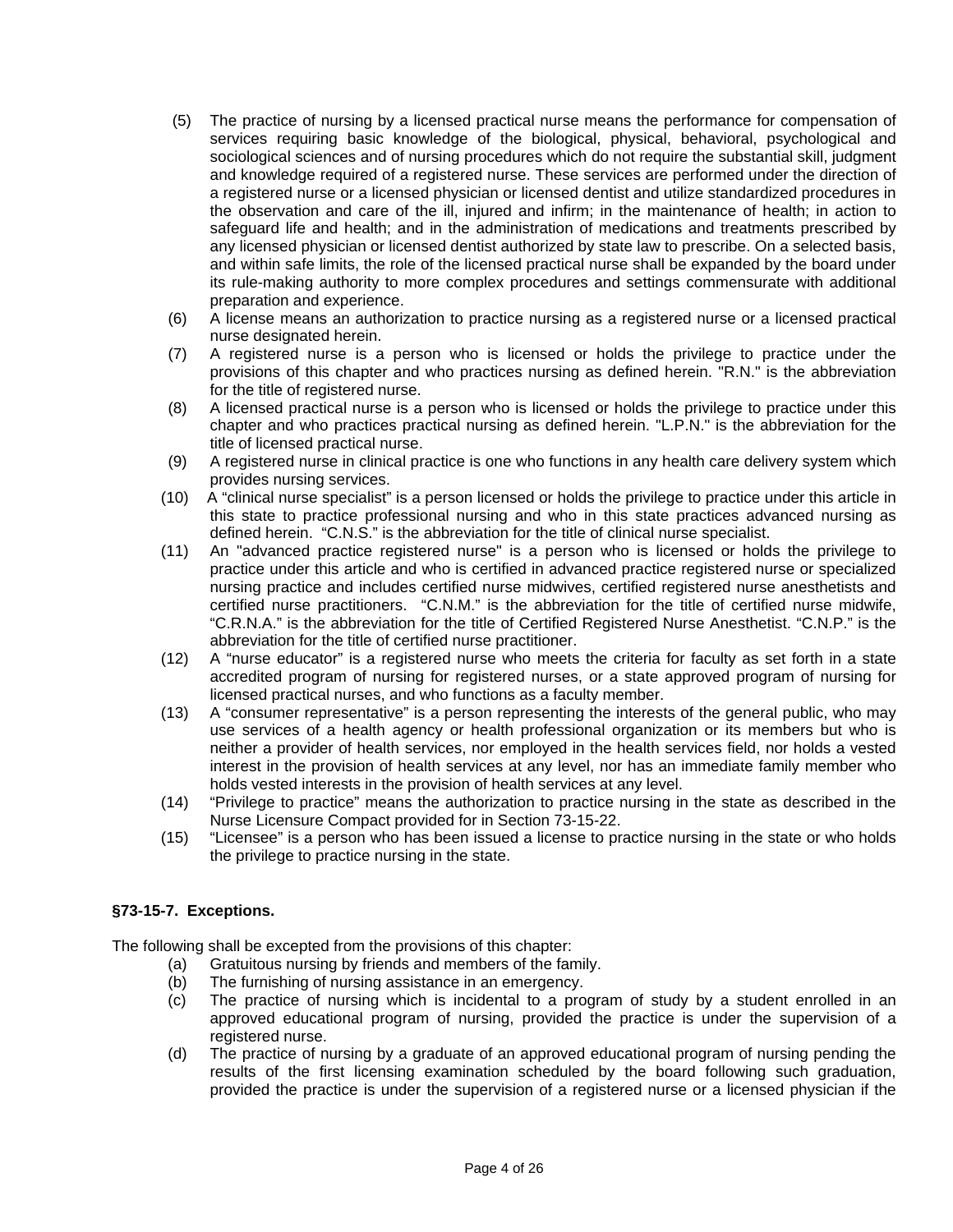(5) The practice of nursing by a licensed practical nurse means the performance for compensation of services requiring basic knowledge of the biological, physical, behavioral, psychological and sociological sciences and of nursing procedures which do not require the substantial skill, judgment and knowledge required of a registered nurse. These services are performed under the direction of a registered nurse or a licensed physician or licensed dentist and utilize standardized procedures in the observation and care of the ill, injured and infirm; in the maintenance of health; in action to safeguard life and health; and in the administration of medications and treatments prescribed by any licensed physician or licensed dentist authorized by state law to prescribe. On a selected basis, and within safe limits, the role of the licensed practical nurse shall be expanded by the board under its rule-making authority to more complex procedures and settings commensurate with additional preparation and experience.

(6) A license means an authorization to practice nursing as a registered nurse or a licensed practical nurse designated herein.

(7) A registered nurse is a person who is licensed or holds the privilege to practice under the provisions of this chapter and who practices nursing as defined herein. "R.N." is the abbreviation for the title of registered nurse.

(8) A licensed practical nurse is a person who is licensed or holds the privilege to practice under this chapter and who practices practical nursing as defined herein. "L.P.N." is the abbreviation for the title of licensed practical nurse.

(9) A registered nurse in clinical practice is one who functions in any health care delivery system which provides nursing services.

(10) A "clinical nurse specialist" is a person licensed or holds the privilege to practice under this article in this state to practice professional nursing and who in this state practices advanced nursing as defined herein. "C.N.S." is the abbreviation for the title of clinical nurse specialist.

(11) An "advanced practice registered nurse" is a person who is licensed or holds the privilege to practice under this article and who is certified in advanced practice registered nurse or specialized nursing practice and includes certified nurse midwives, certified registered nurse anesthetists and certified nurse practitioners. "C.N.M." is the abbreviation for the title of certified nurse midwife, "C.R.N.A." is the abbreviation for the title of Certified Registered Nurse Anesthetist. "C.N.P." is the abbreviation for the title of certified nurse practitioner.

(12) A "nurse educator" is a registered nurse who meets the criteria for faculty as set forth in a state accredited program of nursing for registered nurses, or a state approved program of nursing for licensed practical nurses, and who functions as a faculty member.

(13) A "consumer representative" is a person representing the interests of the general public, who may use services of a health agency or health professional organization or its members but who is neither a provider of health services, nor employed in the health services field, nor holds a vested interest in the provision of health services at any level, nor has an immediate family member who holds vested interests in the provision of health services at any level.

(14) "Privilege to practice" means the authorization to practice nursing in the state as described in the Nurse Licensure Compact provided for in Section 73-15-22.

(15) "Licensee" is a person who has been issued a license to practice nursing in the state or who holds the privilege to practice nursing in the state.

### §73-15-7. Exceptions.

The following shall be excepted from the provisions of this chapter:

(a) Gratuitous nursing by friends and members of the family.

(b) The furnishing of nursing assistance in an emergency.

(c) The practice of nursing which is incidental to a program of study by a student enrolled in an approved educational program of nursing, provided the practice is under the supervision of a registered nurse.

(d) The practice of nursing by a graduate of an approved educational program of nursing pending the results of the first licensing examination scheduled by the board following such graduation, provided the practice is under the supervision of a registered nurse or a licensed physician if the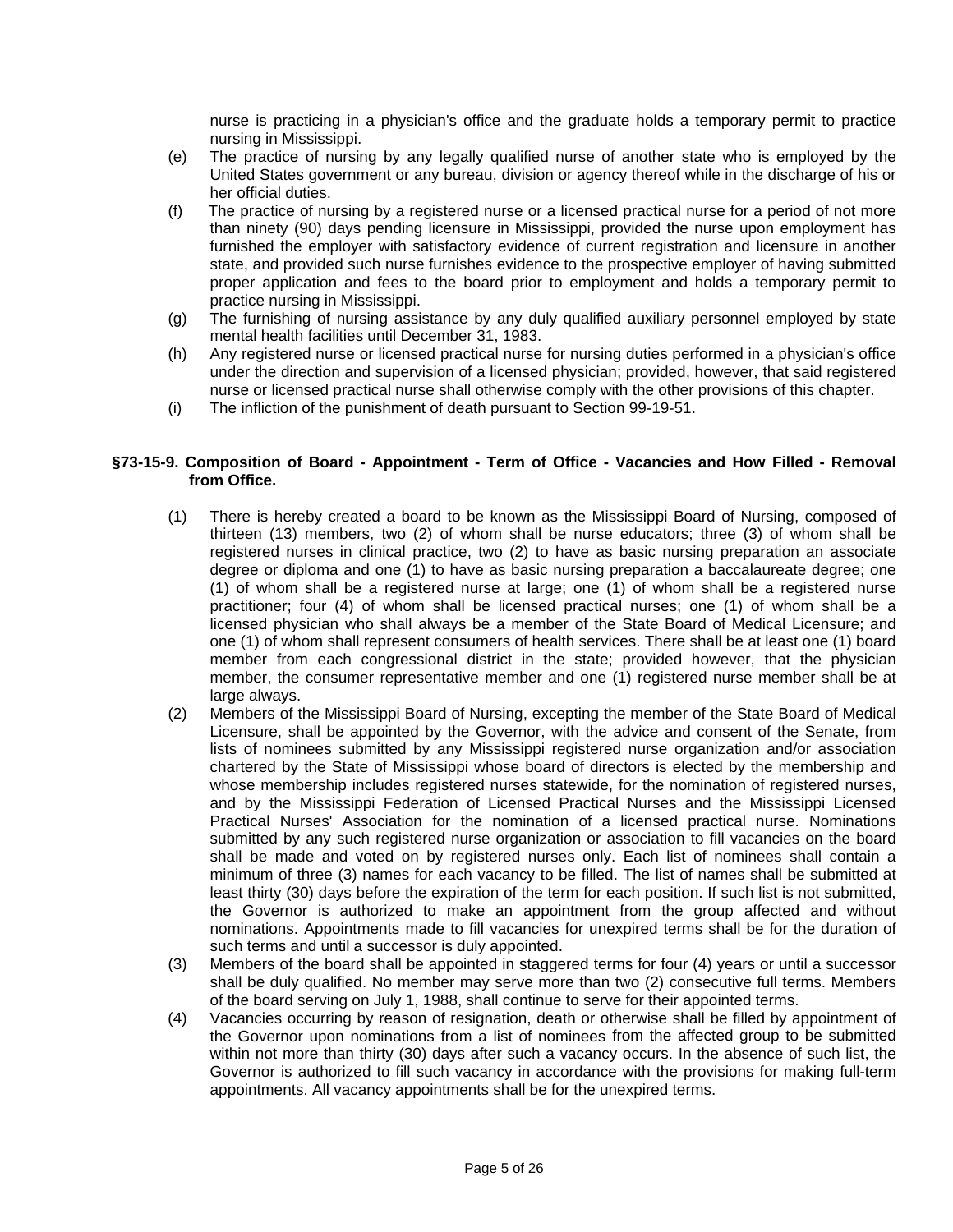nurse is practicing in a physician's office and the graduate holds a temporary permit to practice nursing in Mississippi.

(e) The practice of nursing by any legally qualified nurse of another state who is employed by the United States government or any bureau, division or agency thereof while in the discharge of his or her official duties.

(f) The practice of nursing by a registered nurse or a licensed practical nurse for a period of not more than ninety (90) days pending licensure in Mississippi, provided the nurse upon employment has furnished the employer with satisfactory evidence of current registration and licensure in another state, and provided such nurse furnishes evidence to the prospective employer of having submitted proper application and fees to the board prior to employment and holds a temporary permit to practice nursing in Mississippi.

(g) The furnishing of nursing assistance by any duly qualified auxiliary personnel employed by state mental health facilities until December 31, 1983.

(h) Any registered nurse or licensed practical nurse for nursing duties performed in a physician's office under the direction and supervision of a licensed physician; provided, however, that said registered nurse or licensed practical nurse shall otherwise comply with the other provisions of this chapter.

(i) The infliction of the punishment of death pursuant to Section 99-19-51.

**§73-15-9. Composition of Board - Appointment - Term of Office - Vacancies and How Filled - Removal from Office.**

(1) There is hereby created a board to be known as the Mississippi Board of Nursing, composed of thirteen (13) members, two (2) of whom shall be nurse educators; three (3) of whom shall be registered nurses in clinical practice, two (2) to have as basic nursing preparation an associate degree or diploma and one (1) to have as basic nursing preparation a baccalaureate degree; one (1) of whom shall be a registered nurse at large; one (1) of whom shall be a registered nurse practitioner; four (4) of whom shall be licensed practical nurses; one (1) of whom shall be a licensed physician who shall always be a member of the State Board of Medical Licensure; and one (1) of whom shall represent consumers of health services. There shall be at least one (1) board member from each congressional district in the state; provided however, that the physician member, the consumer representative member and one (1) registered nurse member shall be at large always.

(2) Members of the Mississippi Board of Nursing, excepting the member of the State Board of Medical Licensure, shall be appointed by the Governor, with the advice and consent of the Senate, from lists of nominees submitted by any Mississippi registered nurse organization and/or association chartered by the State of Mississippi whose board of directors is elected by the membership and whose membership includes registered nurses statewide, for the nomination of registered nurses, and by the Mississippi Federation of Licensed Practical Nurses and the Mississippi Licensed Practical Nurses' Association for the nomination of a licensed practical nurse. Nominations submitted by any such registered nurse organization or association to fill vacancies on the board shall be made and voted on by registered nurses only. Each list of nominees shall contain a minimum of three (3) names for each vacancy to be filled. The list of names shall be submitted at least thirty (30) days before the expiration of the term for each position. If such list is not submitted, the Governor is authorized to make an appointment from the group affected and without nominations. Appointments made to fill vacancies for unexpired terms shall be for the duration of such terms and until a successor is duly appointed.

(3) Members of the board shall be appointed in staggered terms for four (4) years or until a successor shall be duly qualified. No member may serve more than two (2) consecutive full terms. Members of the board serving on July 1, 1988, shall continue to serve for their appointed terms.

(4) Vacancies occurring by reason of resignation, death or otherwise shall be filled by appointment of the Governor upon nominations from a list of nominees from the affected group to be submitted within not more than thirty (30) days after such a vacancy occurs. In the absence of such list, the Governor is authorized to fill such vacancy in accordance with the provisions for making full-term appointments. All vacancy appointments shall be for the unexpired terms.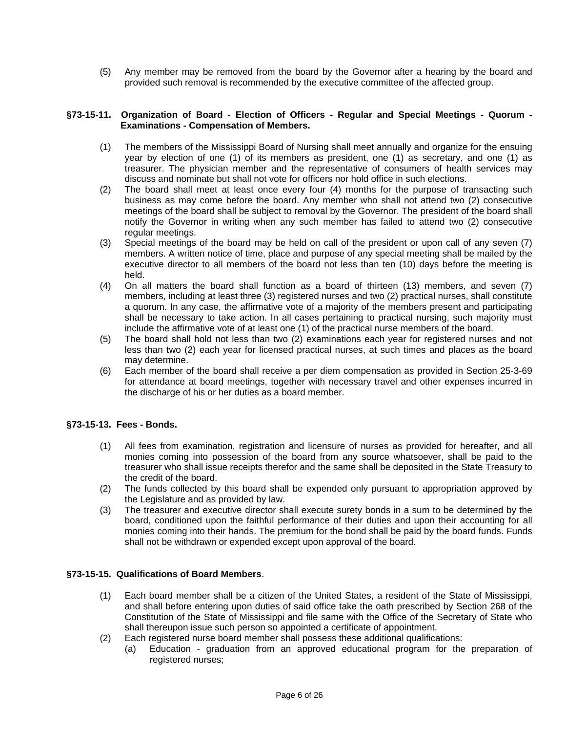(5) Any member may be removed from the board by the Governor after a hearing by the board and provided such removal is recommended by the executive committee of the affected group.

### §73-15-11. Organization of Board - Election of Officers - Regular and Special Meetings - Quorum - Examinations - Compensation of Members.

(1) The members of the Mississippi Board of Nursing shall meet annually and organize for the ensuing year by election of one (1) of its members as president, one (1) as secretary, and one (1) as treasurer. The physician member and the representative of consumers of health services may discuss and nominate but shall not vote for officers nor hold office in such elections.

(2) The board shall meet at least once every four (4) months for the purpose of transacting such business as may come before the board. Any member who shall not attend two (2) consecutive meetings of the board shall be subject to removal by the Governor. The president of the board shall notify the Governor in writing when any such member has failed to attend two (2) consecutive regular meetings.

(3) Special meetings of the board may be held on call of the president or upon call of any seven (7) members. A written notice of time, place and purpose of any special meeting shall be mailed by the executive director to all members of the board not less than ten (10) days before the meeting is held.

(4) On all matters the board shall function as a board of thirteen (13) members, and seven (7) members, including at least three (3) registered nurses and two (2) practical nurses, shall constitute a quorum. In any case, the affirmative vote of a majority of the members present and participating shall be necessary to take action. In all cases pertaining to practical nursing, such majority must include the affirmative vote of at least one (1) of the practical nurse members of the board.

(5) The board shall hold not less than two (2) examinations each year for registered nurses and not less than two (2) each year for licensed practical nurses, at such times and places as the board may determine.

(6) Each member of the board shall receive a per diem compensation as provided in Section 25-3-69 for attendance at board meetings, together with necessary travel and other expenses incurred in the discharge of his or her duties as a board member.

### §73-15-13. Fees - Bonds.

(1) All fees from examination, registration and licensure of nurses as provided for hereafter, and all monies coming into possession of the board from any source whatsoever, shall be paid to the treasurer who shall issue receipts therefor and the same shall be deposited in the State Treasury to the credit of the board.

(2) The funds collected by this board shall be expended only pursuant to appropriation approved by the Legislature and as provided by law.

(3) The treasurer and executive director shall execute surety bonds in a sum to be determined by the board, conditioned upon the faithful performance of their duties and upon their accounting for all monies coming into their hands. The premium for the bond shall be paid by the board funds. Funds shall not be withdrawn or expended except upon approval of the board.

### §73-15-15. Qualifications of Board Members.

(1) Each board member shall be a citizen of the United States, a resident of the State of Mississippi, and shall before entering upon duties of said office take the oath prescribed by Section 268 of the Constitution of the State of Mississippi and file same with the Office of the Secretary of State who shall thereupon issue such person so appointed a certificate of appointment.

(2) Each registered nurse board member shall possess these additional qualifications:

   (a) Education - graduation from an approved educational program for the preparation of registered nurses;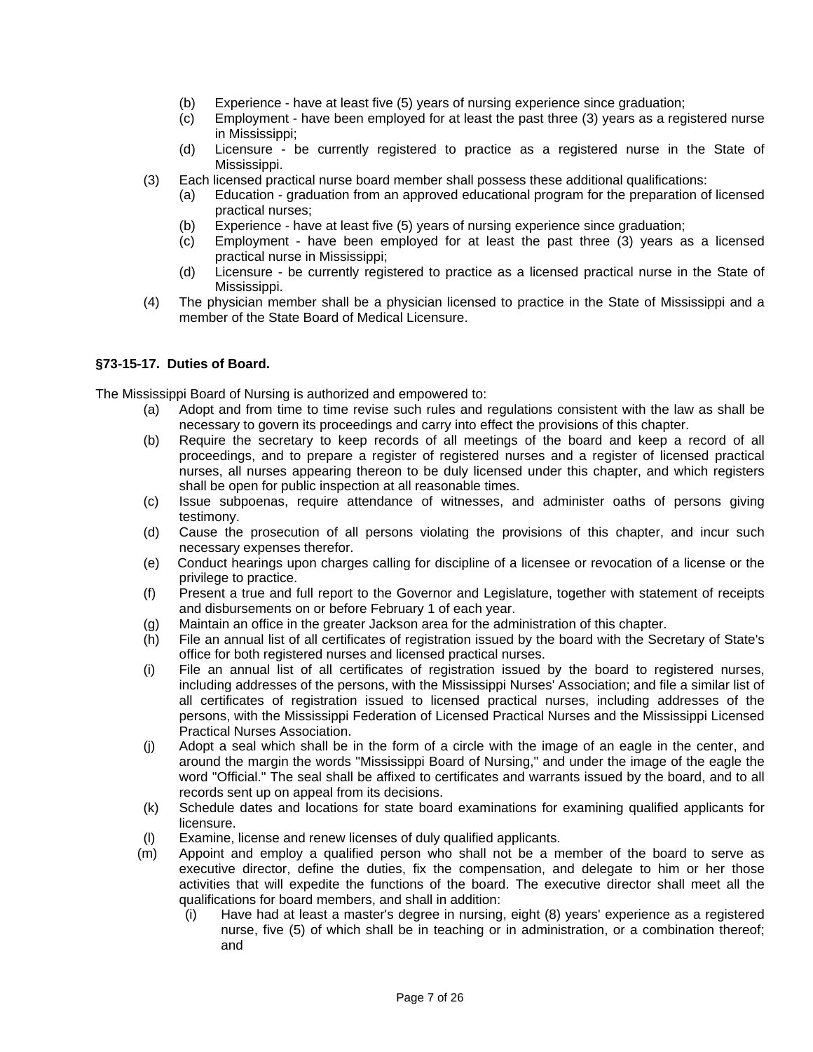- (b) Experience - have at least five (5) years of nursing experience since graduation;
- (c) Employment - have been employed for at least the past three (3) years as a registered nurse in Mississippi;
- (d) Licensure - be currently registered to practice as a registered nurse in the State of Mississippi.

(3) Each licensed practical nurse board member shall possess these additional qualifications:

- (a) Education - graduation from an approved educational program for the preparation of licensed practical nurses;
- (b) Experience - have at least five (5) years of nursing experience since graduation;
- (c) Employment - have been employed for at least the past three (3) years as a licensed practical nurse in Mississippi;
- (d) Licensure - be currently registered to practice as a licensed practical nurse in the State of Mississippi.

(4) The physician member shall be a physician licensed to practice in the State of Mississippi and a member of the State Board of Medical Licensure.

**§73-15-17. Duties of Board.**

The Mississippi Board of Nursing is authorized and empowered to:

- (a) Adopt and from time to time revise such rules and regulations consistent with the law as shall be necessary to govern its proceedings and carry into effect the provisions of this chapter.
- (b) Require the secretary to keep records of all meetings of the board and keep a record of all proceedings, and to prepare a register of registered nurses and a register of licensed practical nurses, all nurses appearing thereon to be duly licensed under this chapter, and which registers shall be open for public inspection at all reasonable times.
- (c) Issue subpoenas, require attendance of witnesses, and administer oaths of persons giving testimony.
- (d) Cause the prosecution of all persons violating the provisions of this chapter, and incur such necessary expenses therefor.
- (e) Conduct hearings upon charges calling for discipline of a licensee or revocation of a license or the privilege to practice.
- (f) Present a true and full report to the Governor and Legislature, together with statement of receipts and disbursements on or before February 1 of each year.
- (g) Maintain an office in the greater Jackson area for the administration of this chapter.
- (h) File an annual list of all certificates of registration issued by the board with the Secretary of State's office for both registered nurses and licensed practical nurses.
- (i) File an annual list of all certificates of registration issued by the board to registered nurses, including addresses of the persons, with the Mississippi Nurses' Association; and file a similar list of all certificates of registration issued to licensed practical nurses, including addresses of the persons, with the Mississippi Federation of Licensed Practical Nurses and the Mississippi Licensed Practical Nurses Association.
- (j) Adopt a seal which shall be in the form of a circle with the image of an eagle in the center, and around the margin the words "Mississippi Board of Nursing," and under the image of the eagle the word "Official." The seal shall be affixed to certificates and warrants issued by the board, and to all records sent up on appeal from its decisions.
- (k) Schedule dates and locations for state board examinations for examining qualified applicants for licensure.
- (l) Examine, license and renew licenses of duly qualified applicants.
- (m) Appoint and employ a qualified person who shall not be a member of the board to serve as executive director, define the duties, fix the compensation, and delegate to him or her those activities that will expedite the functions of the board. The executive director shall meet all the qualifications for board members, and shall in addition:
  - (i) Have had at least a master's degree in nursing, eight (8) years' experience as a registered nurse, five (5) of which shall be in teaching or in administration, or a combination thereof; and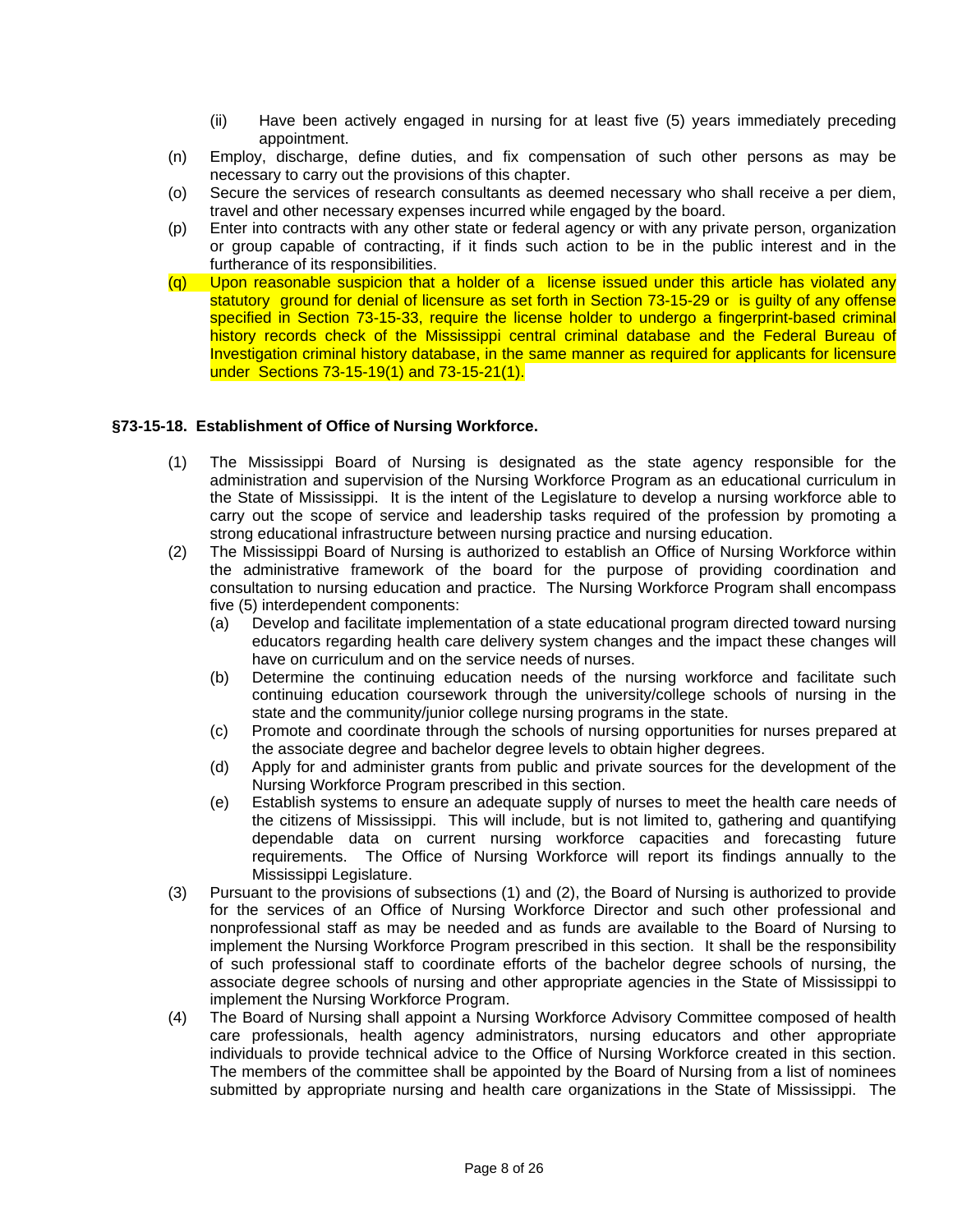(ii) Have been actively engaged in nursing for at least five (5) years immediately preceding appointment.

(n) Employ, discharge, define duties, and fix compensation of such other persons as may be necessary to carry out the provisions of this chapter.

(o) Secure the services of research consultants as deemed necessary who shall receive a per diem, travel and other necessary expenses incurred while engaged by the board.

(p) Enter into contracts with any other state or federal agency or with any private person, organization or group capable of contracting, if it finds such action to be in the public interest and in the furtherance of its responsibilities.

(q) Upon reasonable suspicion that a holder of a license issued under this article has violated any statutory ground for denial of licensure as set forth in Section 73-15-29 or is guilty of any offense specified in Section 73-15-33, require the license holder to undergo a fingerprint-based criminal history records check of the Mississippi central criminal database and the Federal Bureau of Investigation criminal history database, in the same manner as required for applicants for licensure under Sections 73-15-19(1) and 73-15-21(1).

### §73-15-18. Establishment of Office of Nursing Workforce.

(1) The Mississippi Board of Nursing is designated as the state agency responsible for the administration and supervision of the Nursing Workforce Program as an educational curriculum in the State of Mississippi. It is the intent of the Legislature to develop a nursing workforce able to carry out the scope of service and leadership tasks required of the profession by promoting a strong educational infrastructure between nursing practice and nursing education.

(2) The Mississippi Board of Nursing is authorized to establish an Office of Nursing Workforce within the administrative framework of the board for the purpose of providing coordination and consultation to nursing education and practice. The Nursing Workforce Program shall encompass five (5) interdependent components:

   (a) Develop and facilitate implementation of a state educational program directed toward nursing educators regarding health care delivery system changes and the impact these changes will have on curriculum and on the service needs of nurses.

   (b) Determine the continuing education needs of the nursing workforce and facilitate such continuing education coursework through the university/college schools of nursing in the state and the community/junior college nursing programs in the state.

   (c) Promote and coordinate through the schools of nursing opportunities for nurses prepared at the associate degree and bachelor degree levels to obtain higher degrees.

   (d) Apply for and administer grants from public and private sources for the development of the Nursing Workforce Program prescribed in this section.

   (e) Establish systems to ensure an adequate supply of nurses to meet the health care needs of the citizens of Mississippi. This will include, but is not limited to, gathering and quantifying dependable data on current nursing workforce capacities and forecasting future requirements. The Office of Nursing Workforce will report its findings annually to the Mississippi Legislature.

(3) Pursuant to the provisions of subsections (1) and (2), the Board of Nursing is authorized to provide for the services of an Office of Nursing Workforce Director and such other professional and nonprofessional staff as may be needed and as funds are available to the Board of Nursing to implement the Nursing Workforce Program prescribed in this section. It shall be the responsibility of such professional staff to coordinate efforts of the bachelor degree schools of nursing, the associate degree schools of nursing and other appropriate agencies in the State of Mississippi to implement the Nursing Workforce Program.

(4) The Board of Nursing shall appoint a Nursing Workforce Advisory Committee composed of health care professionals, health agency administrators, nursing educators and other appropriate individuals to provide technical advice to the Office of Nursing Workforce created in this section. The members of the committee shall be appointed by the Board of Nursing from a list of nominees submitted by appropriate nursing and health care organizations in the State of Mississippi. The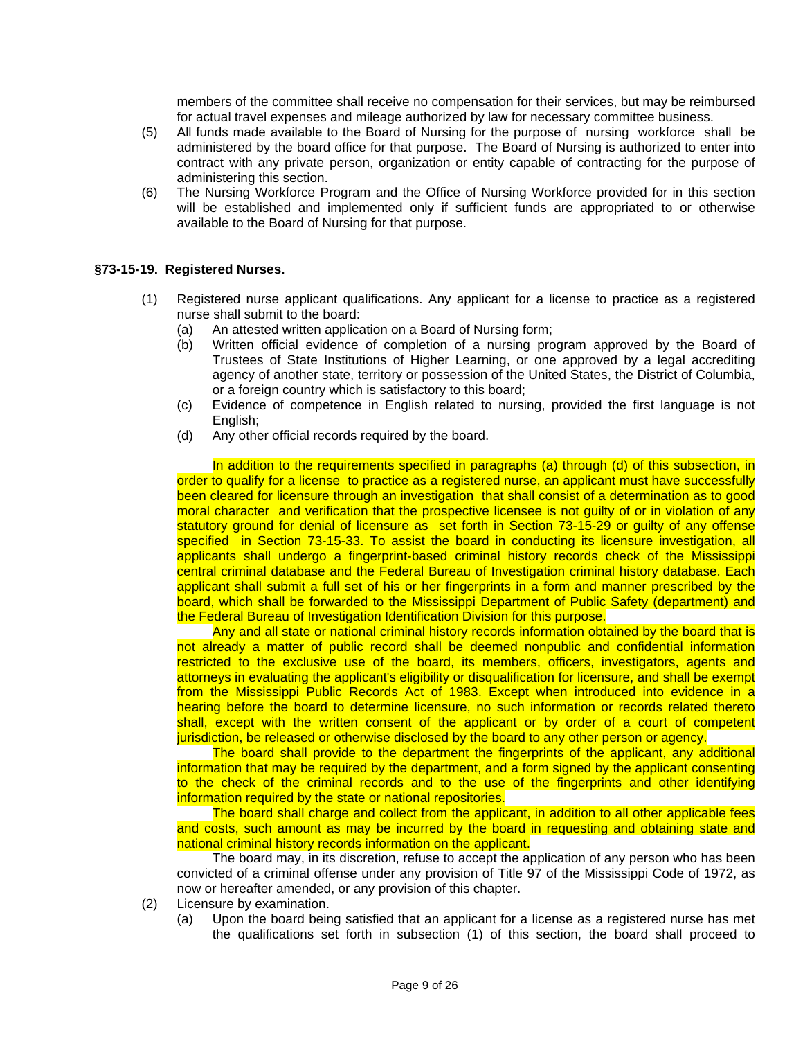members of the committee shall receive no compensation for their services, but may be reimbursed for actual travel expenses and mileage authorized by law for necessary committee business.

(5) All funds made available to the Board of Nursing for the purpose of nursing workforce shall be administered by the board office for that purpose. The Board of Nursing is authorized to enter into contract with any private person, organization or entity capable of contracting for the purpose of administering this section.

(6) The Nursing Workforce Program and the Office of Nursing Workforce provided for in this section will be established and implemented only if sufficient funds are appropriated to or otherwise available to the Board of Nursing for that purpose.

**§73-15-19. Registered Nurses.**

(1) Registered nurse applicant qualifications. Any applicant for a license to practice as a registered nurse shall submit to the board:

(a) An attested written application on a Board of Nursing form;

(b) Written official evidence of completion of a nursing program approved by the Board of Trustees of State Institutions of Higher Learning, or one approved by a legal accrediting agency of another state, territory or possession of the United States, the District of Columbia, or a foreign country which is satisfactory to this board;

(c) Evidence of competence in English related to nursing, provided the first language is not English;

(d) Any other official records required by the board.

In addition to the requirements specified in paragraphs (a) through (d) of this subsection, in order to qualify for a license to practice as a registered nurse, an applicant must have successfully been cleared for licensure through an investigation that shall consist of a determination as to good moral character and verification that the prospective licensee is not guilty of or in violation of any statutory ground for denial of licensure as set forth in Section 73-15-29 or guilty of any offense specified in Section 73-15-33. To assist the board in conducting its licensure investigation, all applicants shall undergo a fingerprint-based criminal history records check of the Mississippi central criminal database and the Federal Bureau of Investigation criminal history database. Each applicant shall submit a full set of his or her fingerprints in a form and manner prescribed by the board, which shall be forwarded to the Mississippi Department of Public Safety (department) and the Federal Bureau of Investigation Identification Division for this purpose.

Any and all state or national criminal history records information obtained by the board that is not already a matter of public record shall be deemed nonpublic and confidential information restricted to the exclusive use of the board, its members, officers, investigators, agents and attorneys in evaluating the applicant's eligibility or disqualification for licensure, and shall be exempt from the Mississippi Public Records Act of 1983. Except when introduced into evidence in a hearing before the board to determine licensure, no such information or records related thereto shall, except with the written consent of the applicant or by order of a court of competent jurisdiction, be released or otherwise disclosed by the board to any other person or agency.

The board shall provide to the department the fingerprints of the applicant, any additional information that may be required by the department, and a form signed by the applicant consenting to the check of the criminal records and to the use of the fingerprints and other identifying information required by the state or national repositories.

The board shall charge and collect from the applicant, in addition to all other applicable fees and costs, such amount as may be incurred by the board in requesting and obtaining state and national criminal history records information on the applicant.

The board may, in its discretion, refuse to accept the application of any person who has been convicted of a criminal offense under any provision of Title 97 of the Mississippi Code of 1972, as now or hereafter amended, or any provision of this chapter.

(2) Licensure by examination.

(a) Upon the board being satisfied that an applicant for a license as a registered nurse has met the qualifications set forth in subsection (1) of this section, the board shall proceed to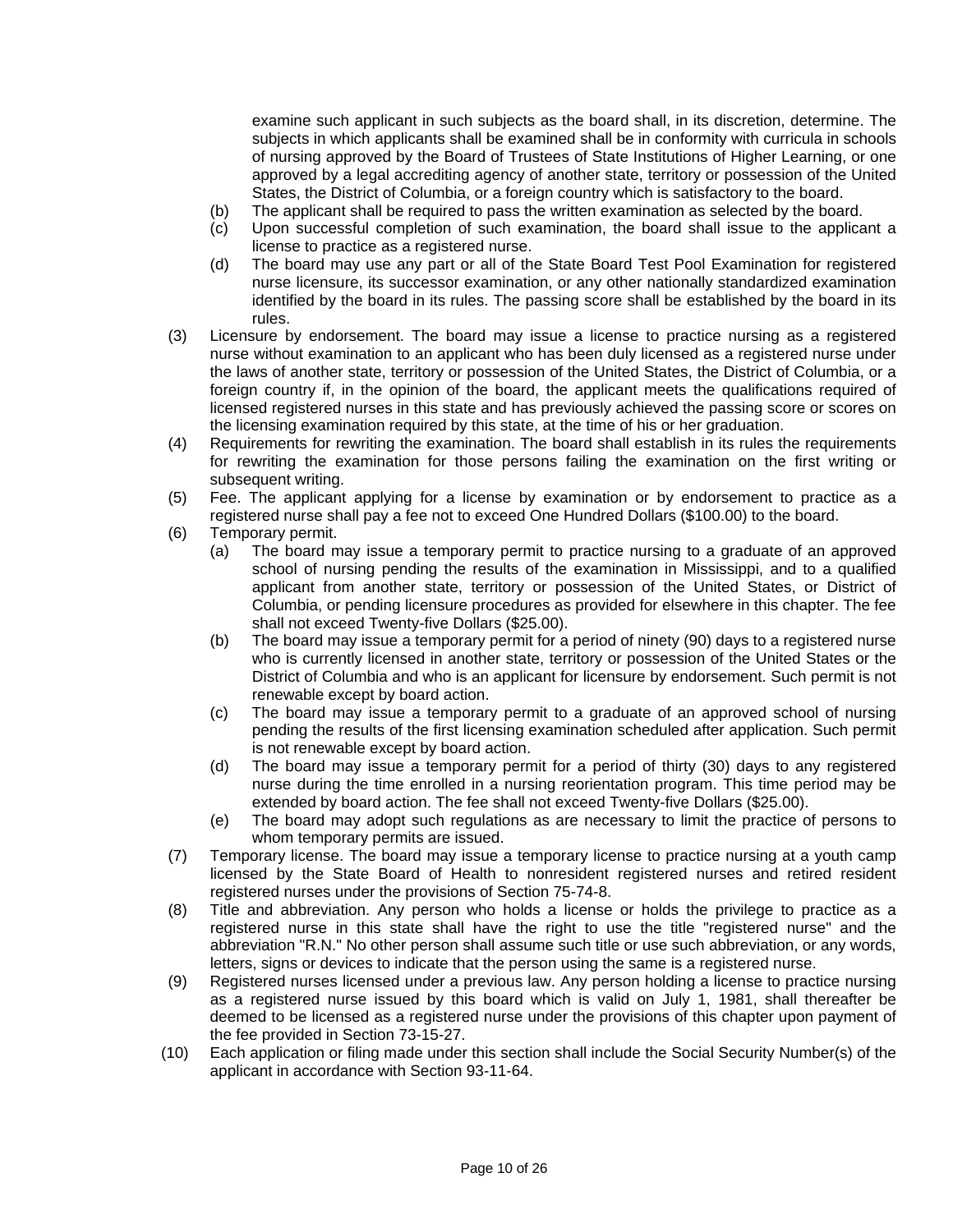examine such applicant in such subjects as the board shall, in its discretion, determine. The subjects in which applicants shall be examined shall be in conformity with curricula in schools of nursing approved by the Board of Trustees of State Institutions of Higher Learning, or one approved by a legal accrediting agency of another state, territory or possession of the United States, the District of Columbia, or a foreign country which is satisfactory to the board.

(b) The applicant shall be required to pass the written examination as selected by the board.

(c) Upon successful completion of such examination, the board shall issue to the applicant a license to practice as a registered nurse.

(d) The board may use any part or all of the State Board Test Pool Examination for registered nurse licensure, its successor examination, or any other nationally standardized examination identified by the board in its rules. The passing score shall be established by the board in its rules.

(3) Licensure by endorsement. The board may issue a license to practice nursing as a registered nurse without examination to an applicant who has been duly licensed as a registered nurse under the laws of another state, territory or possession of the United States, the District of Columbia, or a foreign country if, in the opinion of the board, the applicant meets the qualifications required of licensed registered nurses in this state and has previously achieved the passing score or scores on the licensing examination required by this state, at the time of his or her graduation.

(4) Requirements for rewriting the examination. The board shall establish in its rules the requirements for rewriting the examination for those persons failing the examination on the first writing or subsequent writing.

(5) Fee. The applicant applying for a license by examination or by endorsement to practice as a registered nurse shall pay a fee not to exceed One Hundred Dollars ($100.00) to the board.

(6) Temporary permit.

(a) The board may issue a temporary permit to practice nursing to a graduate of an approved school of nursing pending the results of the examination in Mississippi, and to a qualified applicant from another state, territory or possession of the United States, or District of Columbia, or pending licensure procedures as provided for elsewhere in this chapter. The fee shall not exceed Twenty-five Dollars ($25.00).

(b) The board may issue a temporary permit for a period of ninety (90) days to a registered nurse who is currently licensed in another state, territory or possession of the United States or the District of Columbia and who is an applicant for licensure by endorsement. Such permit is not renewable except by board action.

(c) The board may issue a temporary permit to a graduate of an approved school of nursing pending the results of the first licensing examination scheduled after application. Such permit is not renewable except by board action.

(d) The board may issue a temporary permit for a period of thirty (30) days to any registered nurse during the time enrolled in a nursing reorientation program. This time period may be extended by board action. The fee shall not exceed Twenty-five Dollars ($25.00).

(e) The board may adopt such regulations as are necessary to limit the practice of persons to whom temporary permits are issued.

(7) Temporary license. The board may issue a temporary license to practice nursing at a youth camp licensed by the State Board of Health to nonresident registered nurses and retired resident registered nurses under the provisions of Section 75-74-8.

(8) Title and abbreviation. Any person who holds a license or holds the privilege to practice as a registered nurse in this state shall have the right to use the title "registered nurse" and the abbreviation "R.N." No other person shall assume such title or use such abbreviation, or any words, letters, signs or devices to indicate that the person using the same is a registered nurse.

(9) Registered nurses licensed under a previous law. Any person holding a license to practice nursing as a registered nurse issued by this board which is valid on July 1, 1981, shall thereafter be deemed to be licensed as a registered nurse under the provisions of this chapter upon payment of the fee provided in Section 73-15-27.

(10) Each application or filing made under this section shall include the Social Security Number(s) of the applicant in accordance with Section 93-11-64.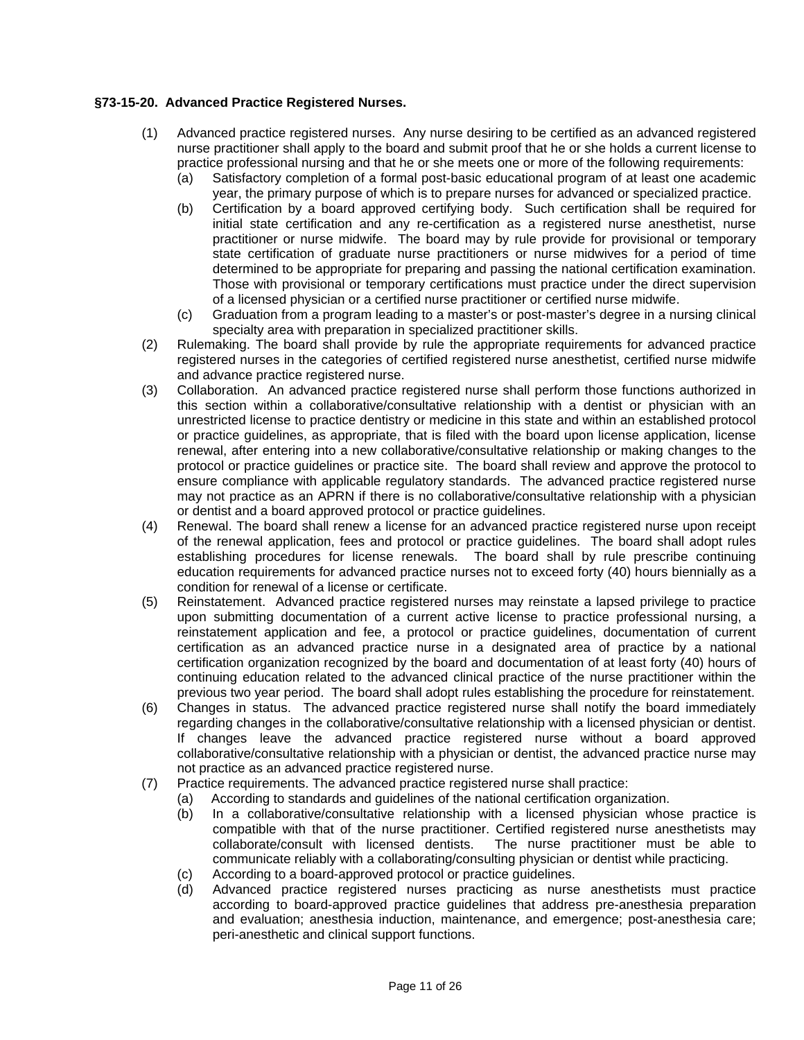**§73-15-20. Advanced Practice Registered Nurses.**

(1) Advanced practice registered nurses. Any nurse desiring to be certified as an advanced registered nurse practitioner shall apply to the board and submit proof that he or she holds a current license to practice professional nursing and that he or she meets one or more of the following requirements:
   (a) Satisfactory completion of a formal post-basic educational program of at least one academic year, the primary purpose of which is to prepare nurses for advanced or specialized practice.
   (b) Certification by a board approved certifying body. Such certification shall be required for initial state certification and any re-certification as a registered nurse anesthetist, nurse practitioner or nurse midwife. The board may by rule provide for provisional or temporary state certification of graduate nurse practitioners or nurse midwives for a period of time determined to be appropriate for preparing and passing the national certification examination. Those with provisional or temporary certifications must practice under the direct supervision of a licensed physician or a certified nurse practitioner or certified nurse midwife.
   (c) Graduation from a program leading to a master's or post-master's degree in a nursing clinical specialty area with preparation in specialized practitioner skills.

(2) Rulemaking. The board shall provide by rule the appropriate requirements for advanced practice registered nurses in the categories of certified registered nurse anesthetist, certified nurse midwife and advance practice registered nurse.

(3) Collaboration. An advanced practice registered nurse shall perform those functions authorized in this section within a collaborative/consultative relationship with a dentist or physician with an unrestricted license to practice dentistry or medicine in this state and within an established protocol or practice guidelines, as appropriate, that is filed with the board upon license application, license renewal, after entering into a new collaborative/consultative relationship or making changes to the protocol or practice guidelines or practice site. The board shall review and approve the protocol to ensure compliance with applicable regulatory standards. The advanced practice registered nurse may not practice as an APRN if there is no collaborative/consultative relationship with a physician or dentist and a board approved protocol or practice guidelines.

(4) Renewal. The board shall renew a license for an advanced practice registered nurse upon receipt of the renewal application, fees and protocol or practice guidelines. The board shall adopt rules establishing procedures for license renewals. The board shall by rule prescribe continuing education requirements for advanced practice nurses not to exceed forty (40) hours biennially as a condition for renewal of a license or certificate.

(5) Reinstatement. Advanced practice registered nurses may reinstate a lapsed privilege to practice upon submitting documentation of a current active license to practice professional nursing, a reinstatement application and fee, a protocol or practice guidelines, documentation of current certification as an advanced practice nurse in a designated area of practice by a national certification organization recognized by the board and documentation of at least forty (40) hours of continuing education related to the advanced clinical practice of the nurse practitioner within the previous two year period. The board shall adopt rules establishing the procedure for reinstatement.

(6) Changes in status. The advanced practice registered nurse shall notify the board immediately regarding changes in the collaborative/consultative relationship with a licensed physician or dentist. If changes leave the advanced practice registered nurse without a board approved collaborative/consultative relationship with a physician or dentist, the advanced practice nurse may not practice as an advanced practice registered nurse.

(7) Practice requirements. The advanced practice registered nurse shall practice:
   (a) According to standards and guidelines of the national certification organization.
   (b) In a collaborative/consultative relationship with a licensed physician whose practice is compatible with that of the nurse practitioner. Certified registered nurse anesthetists may collaborate/consult with licensed dentists. The nurse practitioner must be able to communicate reliably with a collaborating/consulting physician or dentist while practicing.
   (c) According to a board-approved protocol or practice guidelines.
   (d) Advanced practice registered nurses practicing as nurse anesthetists must practice according to board-approved practice guidelines that address pre-anesthesia preparation and evaluation; anesthesia induction, maintenance, and emergence; post-anesthesia care; peri-anesthetic and clinical support functions.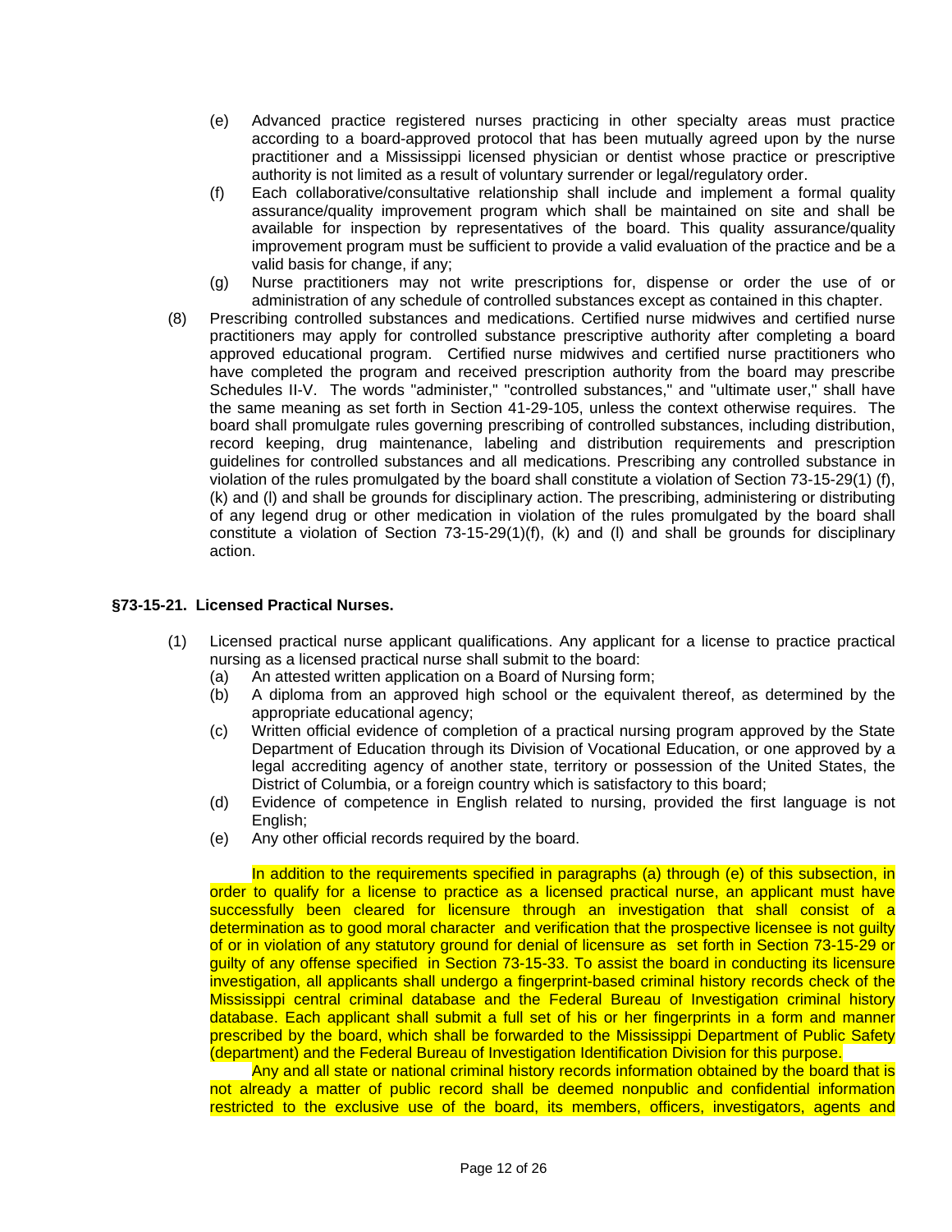(e) Advanced practice registered nurses practicing in other specialty areas must practice according to a board-approved protocol that has been mutually agreed upon by the nurse practitioner and a Mississippi licensed physician or dentist whose practice or prescriptive authority is not limited as a result of voluntary surrender or legal/regulatory order.

(f) Each collaborative/consultative relationship shall include and implement a formal quality assurance/quality improvement program which shall be maintained on site and shall be available for inspection by representatives of the board. This quality assurance/quality improvement program must be sufficient to provide a valid evaluation of the practice and be a valid basis for change, if any;

(g) Nurse practitioners may not write prescriptions for, dispense or order the use of or administration of any schedule of controlled substances except as contained in this chapter.

(8) Prescribing controlled substances and medications. Certified nurse midwives and certified nurse practitioners may apply for controlled substance prescriptive authority after completing a board approved educational program. Certified nurse midwives and certified nurse practitioners who have completed the program and received prescription authority from the board may prescribe Schedules II-V. The words "administer," "controlled substances," and "ultimate user," shall have the same meaning as set forth in Section 41-29-105, unless the context otherwise requires. The board shall promulgate rules governing prescribing of controlled substances, including distribution, record keeping, drug maintenance, labeling and distribution requirements and prescription guidelines for controlled substances and all medications. Prescribing any controlled substance in violation of the rules promulgated by the board shall constitute a violation of Section 73-15-29(1) (f), (k) and (l) and shall be grounds for disciplinary action. The prescribing, administering or distributing of any legend drug or other medication in violation of the rules promulgated by the board shall constitute a violation of Section 73-15-29(1)(f), (k) and (l) and shall be grounds for disciplinary action.

### §73-15-21. Licensed Practical Nurses.

(1) Licensed practical nurse applicant qualifications. Any applicant for a license to practice practical nursing as a licensed practical nurse shall submit to the board:

(a) An attested written application on a Board of Nursing form;

(b) A diploma from an approved high school or the equivalent thereof, as determined by the appropriate educational agency;

(c) Written official evidence of completion of a practical nursing program approved by the State Department of Education through its Division of Vocational Education, or one approved by a legal accrediting agency of another state, territory or possession of the United States, the District of Columbia, or a foreign country which is satisfactory to this board;

(d) Evidence of competence in English related to nursing, provided the first language is not English;

(e) Any other official records required by the board.

In addition to the requirements specified in paragraphs (a) through (e) of this subsection, in order to qualify for a license to practice as a licensed practical nurse, an applicant must have successfully been cleared for licensure through an investigation that shall consist of a determination as to good moral character and verification that the prospective licensee is not guilty of or in violation of any statutory ground for denial of licensure as set forth in Section 73-15-29 or guilty of any offense specified in Section 73-15-33. To assist the board in conducting its licensure investigation, all applicants shall undergo a fingerprint-based criminal history records check of the Mississippi central criminal database and the Federal Bureau of Investigation criminal history database. Each applicant shall submit a full set of his or her fingerprints in a form and manner prescribed by the board, which shall be forwarded to the Mississippi Department of Public Safety (department) and the Federal Bureau of Investigation Identification Division for this purpose.

Any and all state or national criminal history records information obtained by the board that is not already a matter of public record shall be deemed nonpublic and confidential information restricted to the exclusive use of the board, its members, officers, investigators, agents and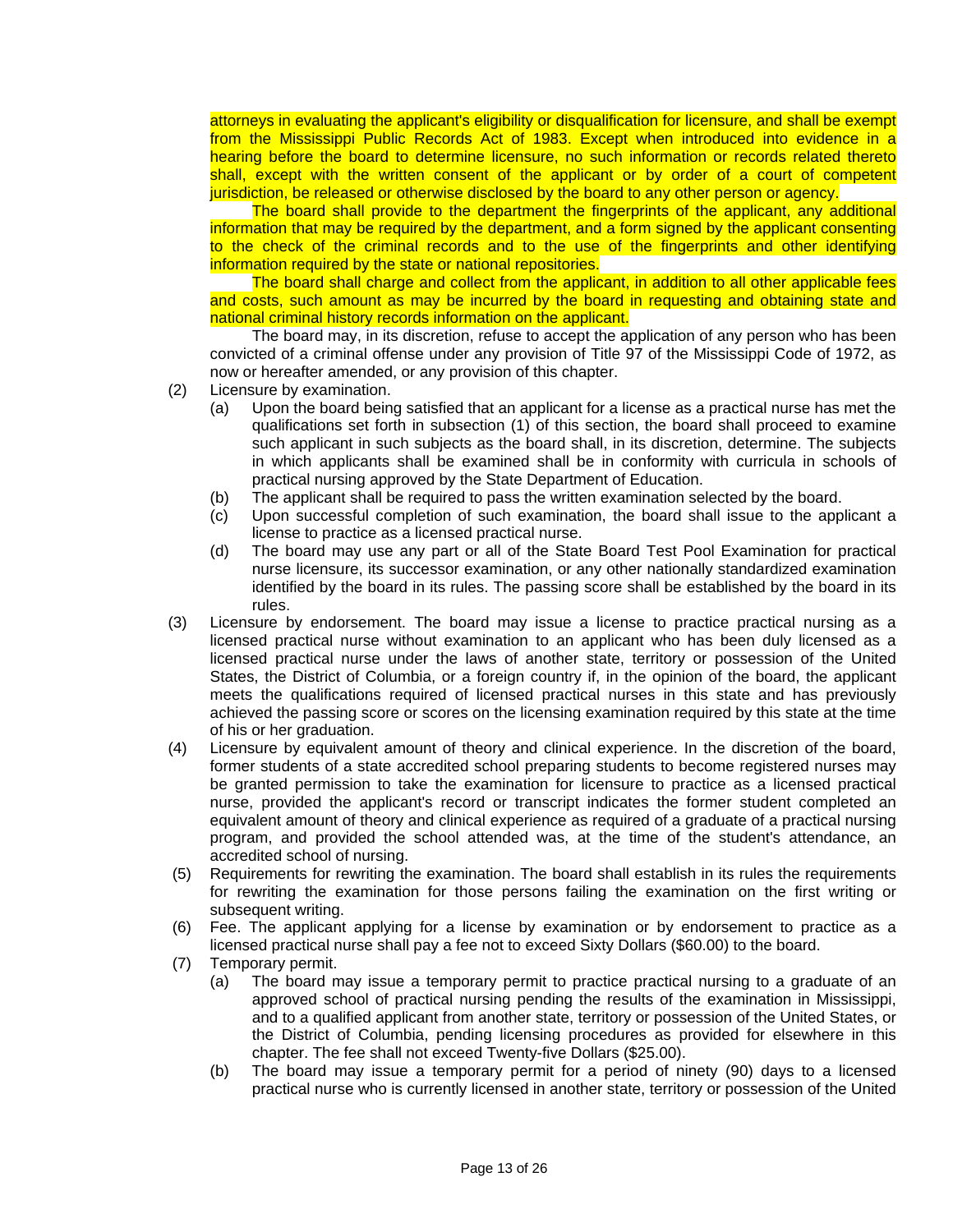attorneys in evaluating the applicant's eligibility or disqualification for licensure, and shall be exempt from the Mississippi Public Records Act of 1983. Except when introduced into evidence in a hearing before the board to determine licensure, no such information or records related thereto shall, except with the written consent of the applicant or by order of a court of competent jurisdiction, be released or otherwise disclosed by the board to any other person or agency.

The board shall provide to the department the fingerprints of the applicant, any additional information that may be required by the department, and a form signed by the applicant consenting to the check of the criminal records and to the use of the fingerprints and other identifying information required by the state or national repositories.

The board shall charge and collect from the applicant, in addition to all other applicable fees and costs, such amount as may be incurred by the board in requesting and obtaining state and national criminal history records information on the applicant.

The board may, in its discretion, refuse to accept the application of any person who has been convicted of a criminal offense under any provision of Title 97 of the Mississippi Code of 1972, as now or hereafter amended, or any provision of this chapter.

(2) Licensure by examination.
   - (a) Upon the board being satisfied that an applicant for a license as a practical nurse has met the qualifications set forth in subsection (1) of this section, the board shall proceed to examine such applicant in such subjects as the board shall, in its discretion, determine. The subjects in which applicants shall be examined shall be in conformity with curricula in schools of practical nursing approved by the State Department of Education.
   - (b) The applicant shall be required to pass the written examination selected by the board.
   - (c) Upon successful completion of such examination, the board shall issue to the applicant a license to practice as a licensed practical nurse.
   - (d) The board may use any part or all of the State Board Test Pool Examination for practical nurse licensure, its successor examination, or any other nationally standardized examination identified by the board in its rules. The passing score shall be established by the board in its rules.

(3) Licensure by endorsement. The board may issue a license to practice practical nursing as a licensed practical nurse without examination to an applicant who has been duly licensed as a licensed practical nurse under the laws of another state, territory or possession of the United States, the District of Columbia, or a foreign country if, in the opinion of the board, the applicant meets the qualifications required of licensed practical nurses in this state and has previously achieved the passing score or scores on the licensing examination required by this state at the time of his or her graduation.

(4) Licensure by equivalent amount of theory and clinical experience. In the discretion of the board, former students of a state accredited school preparing students to become registered nurses may be granted permission to take the examination for licensure to practice as a licensed practical nurse, provided the applicant's record or transcript indicates the former student completed an equivalent amount of theory and clinical experience as required of a graduate of a practical nursing program, and provided the school attended was, at the time of the student's attendance, an accredited school of nursing.

(5) Requirements for rewriting the examination. The board shall establish in its rules the requirements for rewriting the examination for those persons failing the examination on the first writing or subsequent writing.

(6) Fee. The applicant applying for a license by examination or by endorsement to practice as a licensed practical nurse shall pay a fee not to exceed Sixty Dollars ($60.00) to the board.

(7) Temporary permit.
   - (a) The board may issue a temporary permit to practice practical nursing to a graduate of an approved school of practical nursing pending the results of the examination in Mississippi, and to a qualified applicant from another state, territory or possession of the United States, or the District of Columbia, pending licensing procedures as provided for elsewhere in this chapter. The fee shall not exceed Twenty-five Dollars ($25.00).
   - (b) The board may issue a temporary permit for a period of ninety (90) days to a licensed practical nurse who is currently licensed in another state, territory or possession of the United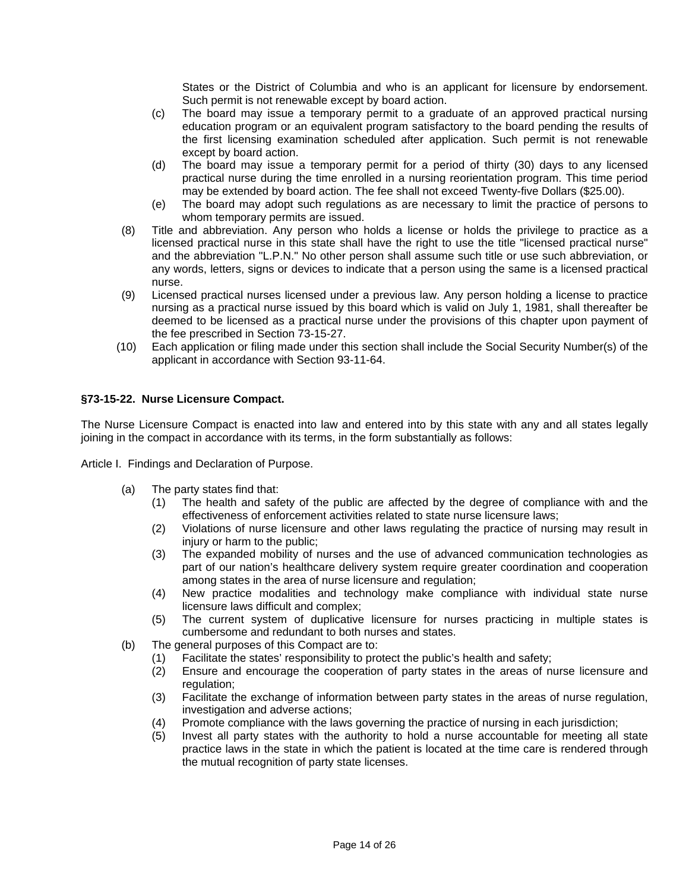States or the District of Columbia and who is an applicant for licensure by endorsement. Such permit is not renewable except by board action.

- (c) The board may issue a temporary permit to a graduate of an approved practical nursing education program or an equivalent program satisfactory to the board pending the results of the first licensing examination scheduled after application. Such permit is not renewable except by board action.
- (d) The board may issue a temporary permit for a period of thirty (30) days to any licensed practical nurse during the time enrolled in a nursing reorientation program. This time period may be extended by board action. The fee shall not exceed Twenty-five Dollars ($25.00).
- (e) The board may adopt such regulations as are necessary to limit the practice of persons to whom temporary permits are issued.

(8) Title and abbreviation. Any person who holds a license or holds the privilege to practice as a licensed practical nurse in this state shall have the right to use the title "licensed practical nurse" and the abbreviation "L.P.N." No other person shall assume such title or use such abbreviation, or any words, letters, signs or devices to indicate that a person using the same is a licensed practical nurse.

(9) Licensed practical nurses licensed under a previous law. Any person holding a license to practice nursing as a practical nurse issued by this board which is valid on July 1, 1981, shall thereafter be deemed to be licensed as a practical nurse under the provisions of this chapter upon payment of the fee prescribed in Section 73-15-27.

(10) Each application or filing made under this section shall include the Social Security Number(s) of the applicant in accordance with Section 93-11-64.

**§73-15-22. Nurse Licensure Compact.**

The Nurse Licensure Compact is enacted into law and entered into by this state with any and all states legally joining in the compact in accordance with its terms, in the form substantially as follows:

Article I. Findings and Declaration of Purpose.

- (a) The party states find that:
  - (1) The health and safety of the public are affected by the degree of compliance with and the effectiveness of enforcement activities related to state nurse licensure laws;
  - (2) Violations of nurse licensure and other laws regulating the practice of nursing may result in injury or harm to the public;
  - (3) The expanded mobility of nurses and the use of advanced communication technologies as part of our nation's healthcare delivery system require greater coordination and cooperation among states in the area of nurse licensure and regulation;
  - (4) New practice modalities and technology make compliance with individual state nurse licensure laws difficult and complex;
  - (5) The current system of duplicative licensure for nurses practicing in multiple states is cumbersome and redundant to both nurses and states.
- (b) The general purposes of this Compact are to:
  - (1) Facilitate the states' responsibility to protect the public's health and safety;
  - (2) Ensure and encourage the cooperation of party states in the areas of nurse licensure and regulation;
  - (3) Facilitate the exchange of information between party states in the areas of nurse regulation, investigation and adverse actions;
  - (4) Promote compliance with the laws governing the practice of nursing in each jurisdiction;
  - (5) Invest all party states with the authority to hold a nurse accountable for meeting all state practice laws in the state in which the patient is located at the time care is rendered through the mutual recognition of party state licenses.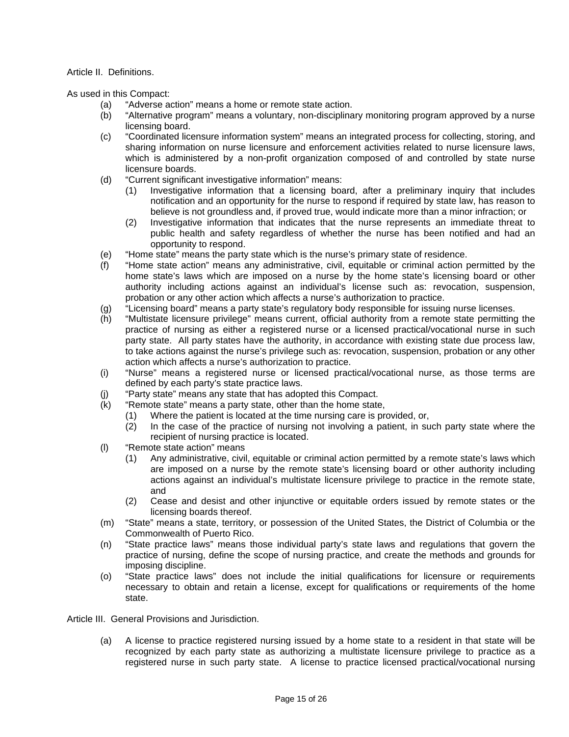Article II. Definitions.

As used in this Compact:

(a) “Adverse action” means a home or remote state action.

(b) “Alternative program” means a voluntary, non-disciplinary monitoring program approved by a nurse licensing board.

(c) “Coordinated licensure information system” means an integrated process for collecting, storing, and sharing information on nurse licensure and enforcement activities related to nurse licensure laws, which is administered by a non-profit organization composed of and controlled by state nurse licensure boards.

(d) “Current significant investigative information” means:

 (1) Investigative information that a licensing board, after a preliminary inquiry that includes notification and an opportunity for the nurse to respond if required by state law, has reason to believe is not groundless and, if proved true, would indicate more than a minor infraction; or

 (2) Investigative information that indicates that the nurse represents an immediate threat to public health and safety regardless of whether the nurse has been notified and had an opportunity to respond.

(e) “Home state” means the party state which is the nurse’s primary state of residence.

(f) “Home state action” means any administrative, civil, equitable or criminal action permitted by the home state’s laws which are imposed on a nurse by the home state’s licensing board or other authority including actions against an individual’s license such as: revocation, suspension, probation or any other action which affects a nurse’s authorization to practice.

(g) “Licensing board” means a party state’s regulatory body responsible for issuing nurse licenses.

(h) “Multistate licensure privilege” means current, official authority from a remote state permitting the practice of nursing as either a registered nurse or a licensed practical/vocational nurse in such party state. All party states have the authority, in accordance with existing state due process law, to take actions against the nurse’s privilege such as: revocation, suspension, probation or any other action which affects a nurse’s authorization to practice.

(i) “Nurse” means a registered nurse or licensed practical/vocational nurse, as those terms are defined by each party’s state practice laws.

(j) “Party state” means any state that has adopted this Compact.

(k) “Remote state” means a party state, other than the home state,

 (1) Where the patient is located at the time nursing care is provided, or,

 (2) In the case of the practice of nursing not involving a patient, in such party state where the recipient of nursing practice is located.

(l) “Remote state action” means

 (1) Any administrative, civil, equitable or criminal action permitted by a remote state’s laws which are imposed on a nurse by the remote state’s licensing board or other authority including actions against an individual’s multistate licensure privilege to practice in the remote state, and

 (2) Cease and desist and other injunctive or equitable orders issued by remote states or the licensing boards thereof.

(m) “State” means a state, territory, or possession of the United States, the District of Columbia or the Commonwealth of Puerto Rico.

(n) “State practice laws” means those individual party’s state laws and regulations that govern the practice of nursing, define the scope of nursing practice, and create the methods and grounds for imposing discipline.

(o) “State practice laws” does not include the initial qualifications for licensure or requirements necessary to obtain and retain a license, except for qualifications or requirements of the home state.

Article III. General Provisions and Jurisdiction.

(a) A license to practice registered nursing issued by a home state to a resident in that state will be recognized by each party state as authorizing a multistate licensure privilege to practice as a registered nurse in such party state. A license to practice licensed practical/vocational nursing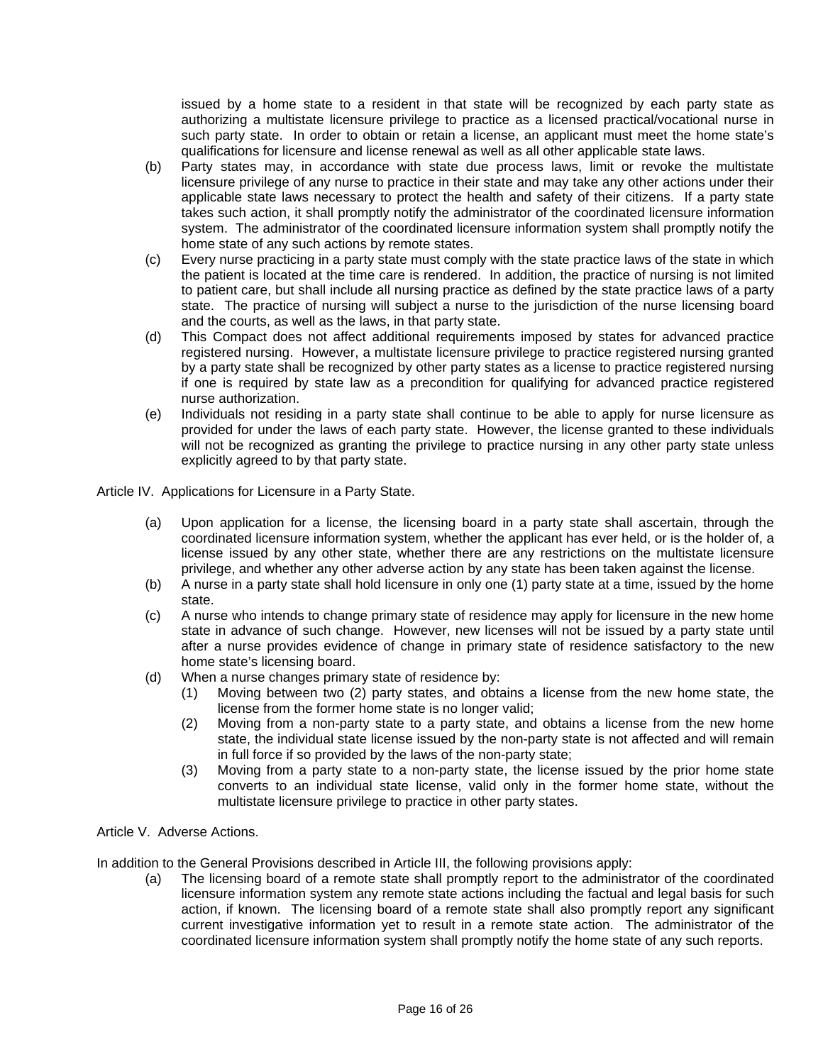issued by a home state to a resident in that state will be recognized by each party state as authorizing a multistate licensure privilege to practice as a licensed practical/vocational nurse in such party state. In order to obtain or retain a license, an applicant must meet the home state's qualifications for licensure and license renewal as well as all other applicable state laws.

(b) Party states may, in accordance with state due process laws, limit or revoke the multistate licensure privilege of any nurse to practice in their state and may take any other actions under their applicable state laws necessary to protect the health and safety of their citizens. If a party state takes such action, it shall promptly notify the administrator of the coordinated licensure information system. The administrator of the coordinated licensure information system shall promptly notify the home state of any such actions by remote states.

(c) Every nurse practicing in a party state must comply with the state practice laws of the state in which the patient is located at the time care is rendered. In addition, the practice of nursing is not limited to patient care, but shall include all nursing practice as defined by the state practice laws of a party state. The practice of nursing will subject a nurse to the jurisdiction of the nurse licensing board and the courts, as well as the laws, in that party state.

(d) This Compact does not affect additional requirements imposed by states for advanced practice registered nursing. However, a multistate licensure privilege to practice registered nursing granted by a party state shall be recognized by other party states as a license to practice registered nursing if one is required by state law as a precondition for qualifying for advanced practice registered nurse authorization.

(e) Individuals not residing in a party state shall continue to be able to apply for nurse licensure as provided for under the laws of each party state. However, the license granted to these individuals will not be recognized as granting the privilege to practice nursing in any other party state unless explicitly agreed to by that party state.

Article IV. Applications for Licensure in a Party State.

(a) Upon application for a license, the licensing board in a party state shall ascertain, through the coordinated licensure information system, whether the applicant has ever held, or is the holder of, a license issued by any other state, whether there are any restrictions on the multistate licensure privilege, and whether any other adverse action by any state has been taken against the license.

(b) A nurse in a party state shall hold licensure in only one (1) party state at a time, issued by the home state.

(c) A nurse who intends to change primary state of residence may apply for licensure in the new home state in advance of such change. However, new licenses will not be issued by a party state until after a nurse provides evidence of change in primary state of residence satisfactory to the new home state's licensing board.

(d) When a nurse changes primary state of residence by:

  (1) Moving between two (2) party states, and obtains a license from the new home state, the license from the former home state is no longer valid;

  (2) Moving from a non-party state to a party state, and obtains a license from the new home state, the individual state license issued by the non-party state is not affected and will remain in full force if so provided by the laws of the non-party state;

  (3) Moving from a party state to a non-party state, the license issued by the prior home state converts to an individual state license, valid only in the former home state, without the multistate licensure privilege to practice in other party states.

Article V. Adverse Actions.

In addition to the General Provisions described in Article III, the following provisions apply:

(a) The licensing board of a remote state shall promptly report to the administrator of the coordinated licensure information system any remote state actions including the factual and legal basis for such action, if known. The licensing board of a remote state shall also promptly report any significant current investigative information yet to result in a remote state action. The administrator of the coordinated licensure information system shall promptly notify the home state of any such reports.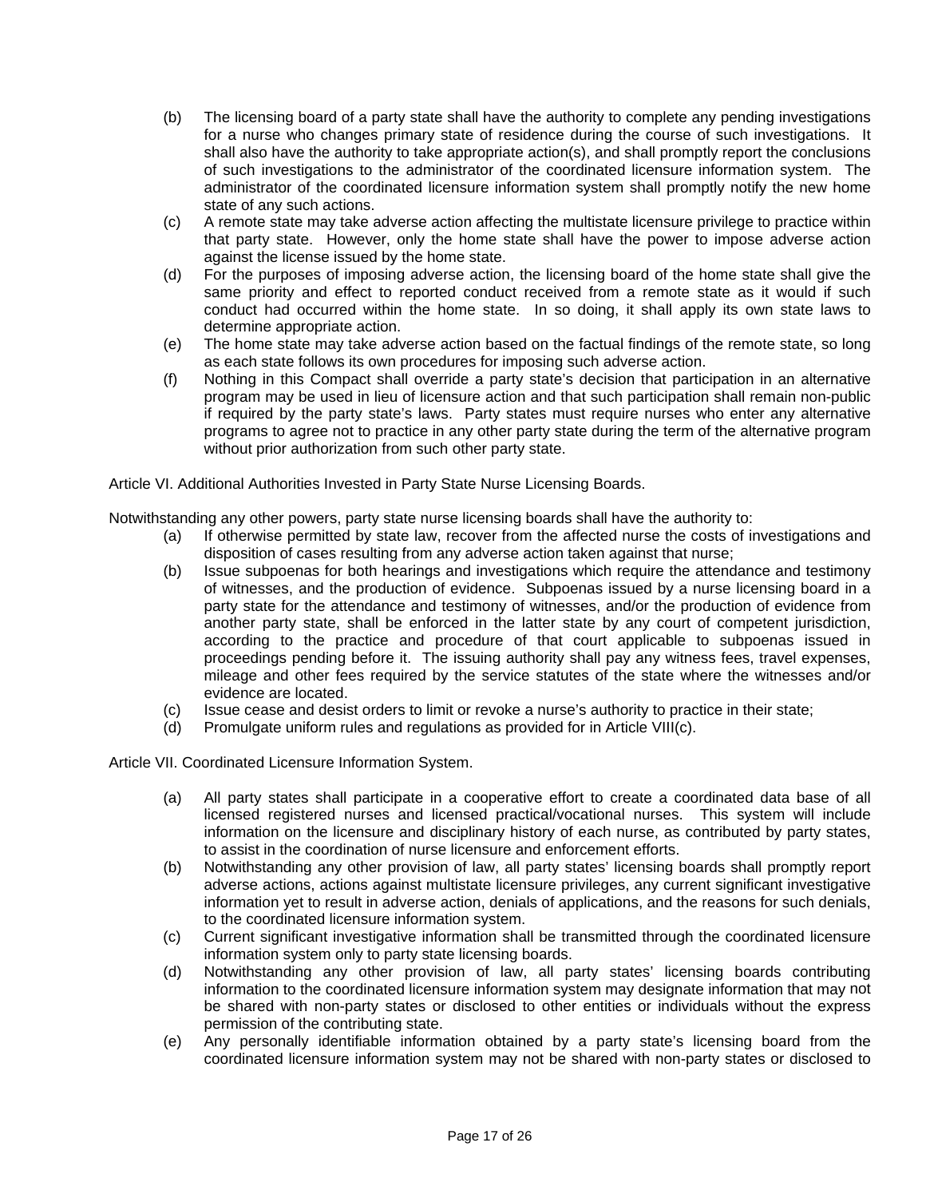(b) The licensing board of a party state shall have the authority to complete any pending investigations for a nurse who changes primary state of residence during the course of such investigations. It shall also have the authority to take appropriate action(s), and shall promptly report the conclusions of such investigations to the administrator of the coordinated licensure information system. The administrator of the coordinated licensure information system shall promptly notify the new home state of any such actions.

(c) A remote state may take adverse action affecting the multistate licensure privilege to practice within that party state. However, only the home state shall have the power to impose adverse action against the license issued by the home state.

(d) For the purposes of imposing adverse action, the licensing board of the home state shall give the same priority and effect to reported conduct received from a remote state as it would if such conduct had occurred within the home state. In so doing, it shall apply its own state laws to determine appropriate action.

(e) The home state may take adverse action based on the factual findings of the remote state, so long as each state follows its own procedures for imposing such adverse action.

(f) Nothing in this Compact shall override a party state's decision that participation in an alternative program may be used in lieu of licensure action and that such participation shall remain non-public if required by the party state's laws. Party states must require nurses who enter any alternative programs to agree not to practice in any other party state during the term of the alternative program without prior authorization from such other party state.

Article VI. Additional Authorities Invested in Party State Nurse Licensing Boards.

Notwithstanding any other powers, party state nurse licensing boards shall have the authority to:

(a) If otherwise permitted by state law, recover from the affected nurse the costs of investigations and disposition of cases resulting from any adverse action taken against that nurse;

(b) Issue subpoenas for both hearings and investigations which require the attendance and testimony of witnesses, and the production of evidence. Subpoenas issued by a nurse licensing board in a party state for the attendance and testimony of witnesses, and/or the production of evidence from another party state, shall be enforced in the latter state by any court of competent jurisdiction, according to the practice and procedure of that court applicable to subpoenas issued in proceedings pending before it. The issuing authority shall pay any witness fees, travel expenses, mileage and other fees required by the service statutes of the state where the witnesses and/or evidence are located.

(c) Issue cease and desist orders to limit or revoke a nurse's authority to practice in their state;

(d) Promulgate uniform rules and regulations as provided for in Article VIII(c).

Article VII. Coordinated Licensure Information System.

(a) All party states shall participate in a cooperative effort to create a coordinated data base of all licensed registered nurses and licensed practical/vocational nurses. This system will include information on the licensure and disciplinary history of each nurse, as contributed by party states, to assist in the coordination of nurse licensure and enforcement efforts.

(b) Notwithstanding any other provision of law, all party states' licensing boards shall promptly report adverse actions, actions against multistate licensure privileges, any current significant investigative information yet to result in adverse action, denials of applications, and the reasons for such denials, to the coordinated licensure information system.

(c) Current significant investigative information shall be transmitted through the coordinated licensure information system only to party state licensing boards.

(d) Notwithstanding any other provision of law, all party states' licensing boards contributing information to the coordinated licensure information system may designate information that may not be shared with non-party states or disclosed to other entities or individuals without the express permission of the contributing state.

(e) Any personally identifiable information obtained by a party state's licensing board from the coordinated licensure information system may not be shared with non-party states or disclosed to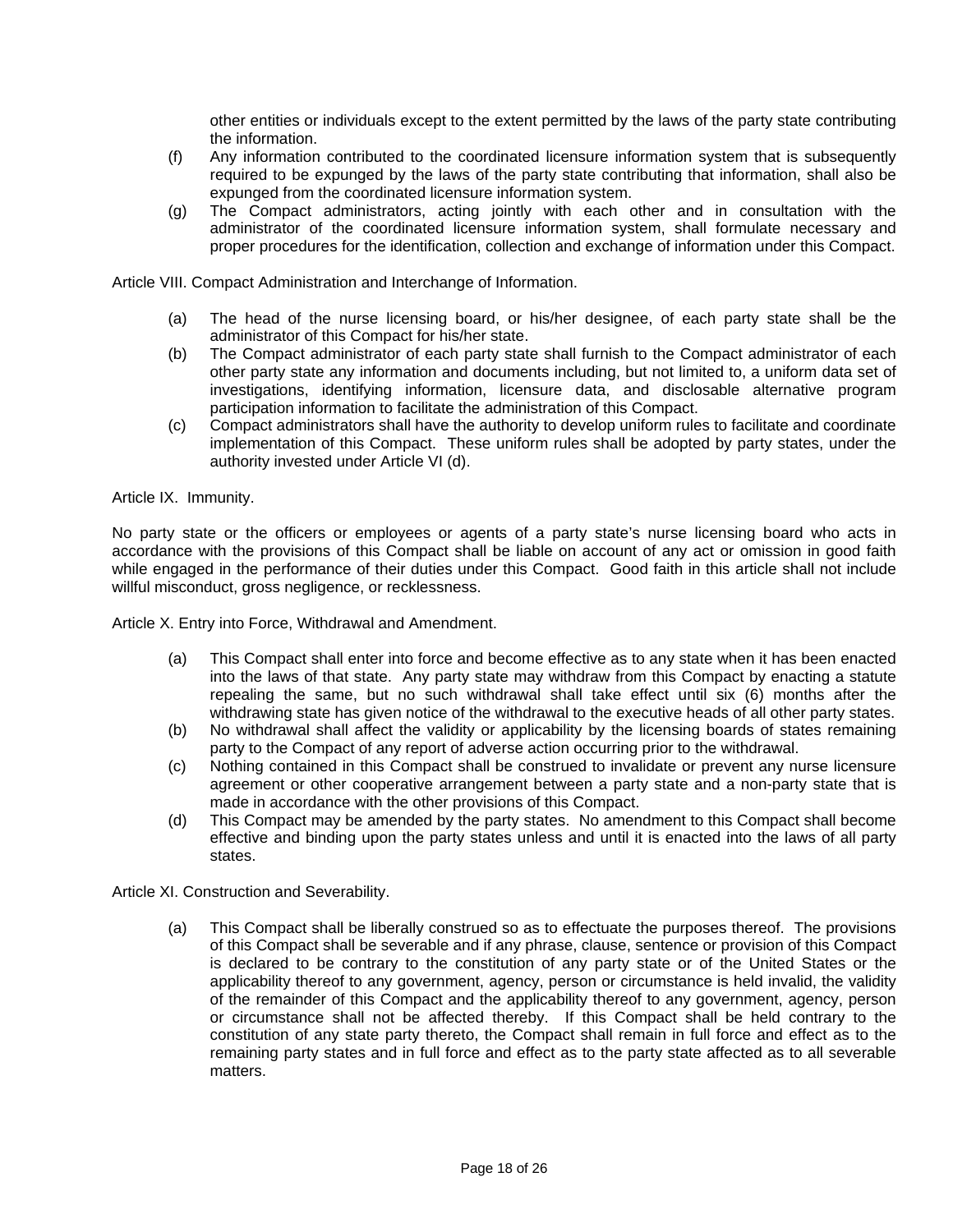other entities or individuals except to the extent permitted by the laws of the party state contributing the information.

(f) Any information contributed to the coordinated licensure information system that is subsequently required to be expunged by the laws of the party state contributing that information, shall also be expunged from the coordinated licensure information system.

(g) The Compact administrators, acting jointly with each other and in consultation with the administrator of the coordinated licensure information system, shall formulate necessary and proper procedures for the identification, collection and exchange of information under this Compact.

Article VIII. Compact Administration and Interchange of Information.

(a) The head of the nurse licensing board, or his/her designee, of each party state shall be the administrator of this Compact for his/her state.

(b) The Compact administrator of each party state shall furnish to the Compact administrator of each other party state any information and documents including, but not limited to, a uniform data set of investigations, identifying information, licensure data, and disclosable alternative program participation information to facilitate the administration of this Compact.

(c) Compact administrators shall have the authority to develop uniform rules to facilitate and coordinate implementation of this Compact. These uniform rules shall be adopted by party states, under the authority invested under Article VI (d).

Article IX. Immunity.

No party state or the officers or employees or agents of a party state's nurse licensing board who acts in accordance with the provisions of this Compact shall be liable on account of any act or omission in good faith while engaged in the performance of their duties under this Compact. Good faith in this article shall not include willful misconduct, gross negligence, or recklessness.

Article X. Entry into Force, Withdrawal and Amendment.

(a) This Compact shall enter into force and become effective as to any state when it has been enacted into the laws of that state. Any party state may withdraw from this Compact by enacting a statute repealing the same, but no such withdrawal shall take effect until six (6) months after the withdrawing state has given notice of the withdrawal to the executive heads of all other party states.

(b) No withdrawal shall affect the validity or applicability by the licensing boards of states remaining party to the Compact of any report of adverse action occurring prior to the withdrawal.

(c) Nothing contained in this Compact shall be construed to invalidate or prevent any nurse licensure agreement or other cooperative arrangement between a party state and a non-party state that is made in accordance with the other provisions of this Compact.

(d) This Compact may be amended by the party states. No amendment to this Compact shall become effective and binding upon the party states unless and until it is enacted into the laws of all party states.

Article XI. Construction and Severability.

(a) This Compact shall be liberally construed so as to effectuate the purposes thereof. The provisions of this Compact shall be severable and if any phrase, clause, sentence or provision of this Compact is declared to be contrary to the constitution of any party state or of the United States or the applicability thereof to any government, agency, person or circumstance is held invalid, the validity of the remainder of this Compact and the applicability thereof to any government, agency, person or circumstance shall not be affected thereby. If this Compact shall be held contrary to the constitution of any state party thereto, the Compact shall remain in full force and effect as to the remaining party states and in full force and effect as to the party state affected as to all severable matters.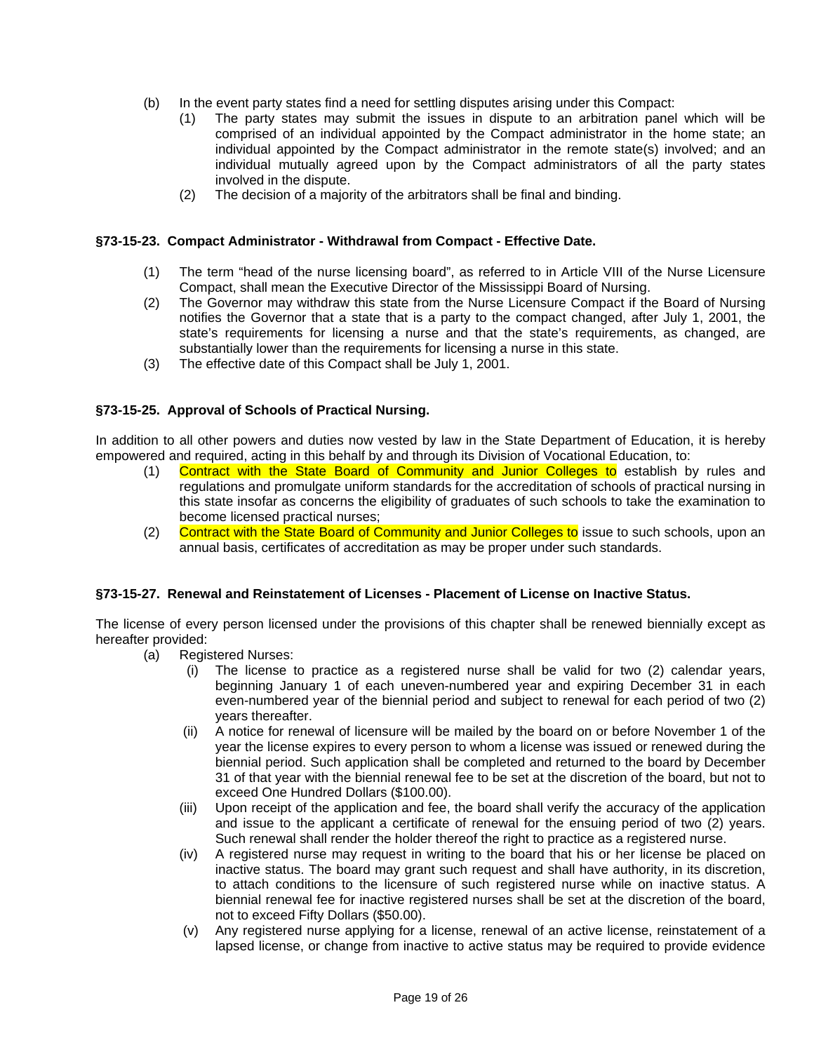(b) In the event party states find a need for settling disputes arising under this Compact:

   (1) The party states may submit the issues in dispute to an arbitration panel which will be comprised of an individual appointed by the Compact administrator in the home state; an individual appointed by the Compact administrator in the remote state(s) involved; and an individual mutually agreed upon by the Compact administrators of all the party states involved in the dispute.

   (2) The decision of a majority of the arbitrators shall be final and binding.

**§73-15-23. Compact Administrator - Withdrawal from Compact - Effective Date.**

(1) The term "head of the nurse licensing board", as referred to in Article VIII of the Nurse Licensure Compact, shall mean the Executive Director of the Mississippi Board of Nursing.

(2) The Governor may withdraw this state from the Nurse Licensure Compact if the Board of Nursing notifies the Governor that a state that is a party to the compact changed, after July 1, 2001, the state's requirements for licensing a nurse and that the state's requirements, as changed, are substantially lower than the requirements for licensing a nurse in this state.

(3) The effective date of this Compact shall be July 1, 2001.

**§73-15-25. Approval of Schools of Practical Nursing.**

In addition to all other powers and duties now vested by law in the State Department of Education, it is hereby empowered and required, acting in this behalf by and through its Division of Vocational Education, to:

(1) Contract with the State Board of Community and Junior Colleges to establish by rules and regulations and promulgate uniform standards for the accreditation of schools of practical nursing in this state insofar as concerns the eligibility of graduates of such schools to take the examination to become licensed practical nurses;

(2) Contract with the State Board of Community and Junior Colleges to issue to such schools, upon an annual basis, certificates of accreditation as may be proper under such standards.

**§73-15-27. Renewal and Reinstatement of Licenses - Placement of License on Inactive Status.**

The license of every person licensed under the provisions of this chapter shall be renewed biennially except as hereafter provided:

(a) Registered Nurses:

   (i) The license to practice as a registered nurse shall be valid for two (2) calendar years, beginning January 1 of each uneven-numbered year and expiring December 31 in each even-numbered year of the biennial period and subject to renewal for each period of two (2) years thereafter.

   (ii) A notice for renewal of licensure will be mailed by the board on or before November 1 of the year the license expires to every person to whom a license was issued or renewed during the biennial period. Such application shall be completed and returned to the board by December 31 of that year with the biennial renewal fee to be set at the discretion of the board, but not to exceed One Hundred Dollars ($100.00).

   (iii) Upon receipt of the application and fee, the board shall verify the accuracy of the application and issue to the applicant a certificate of renewal for the ensuing period of two (2) years. Such renewal shall render the holder thereof the right to practice as a registered nurse.

   (iv) A registered nurse may request in writing to the board that his or her license be placed on inactive status. The board may grant such request and shall have authority, in its discretion, to attach conditions to the licensure of such registered nurse while on inactive status. A biennial renewal fee for inactive registered nurses shall be set at the discretion of the board, not to exceed Fifty Dollars ($50.00).

   (v) Any registered nurse applying for a license, renewal of an active license, reinstatement of a lapsed license, or change from inactive to active status may be required to provide evidence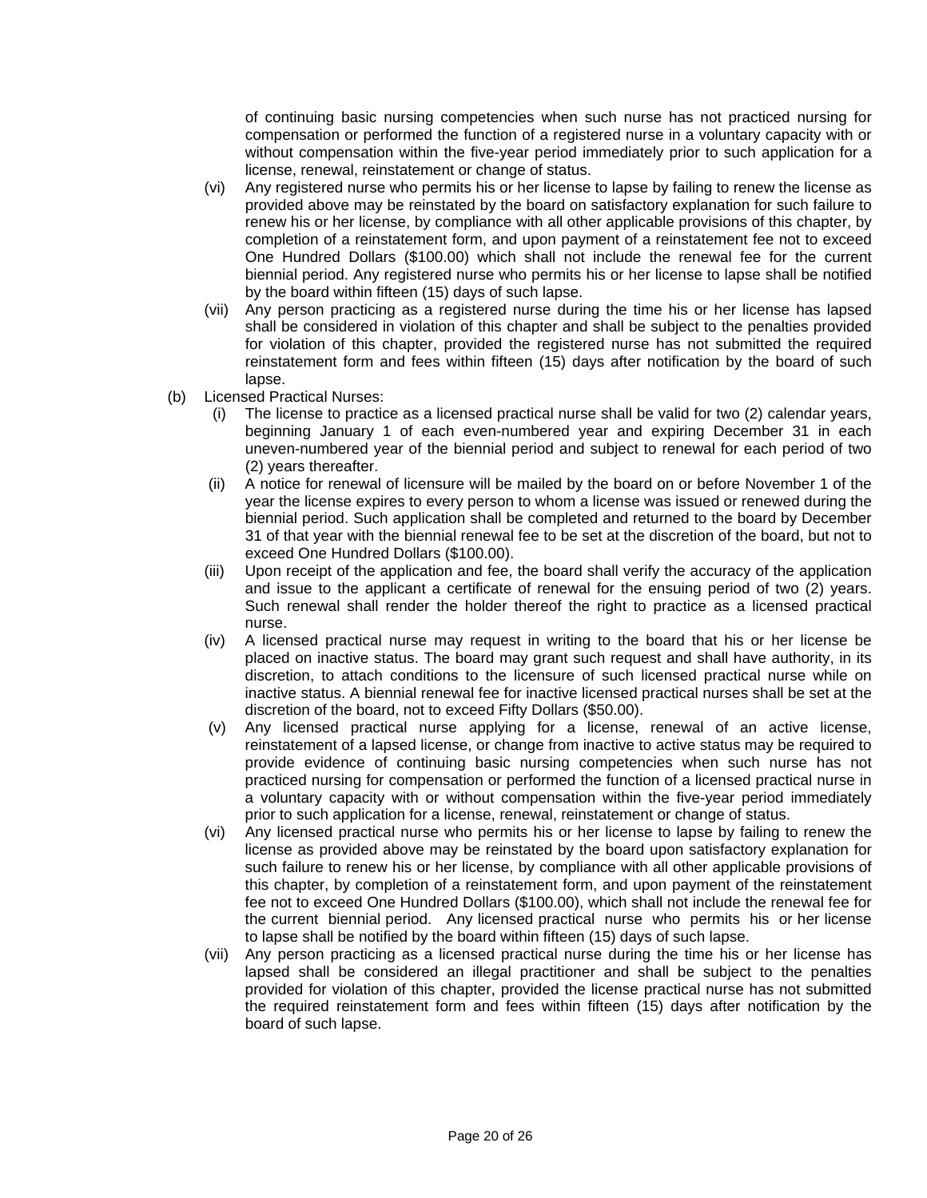of continuing basic nursing competencies when such nurse has not practiced nursing for compensation or performed the function of a registered nurse in a voluntary capacity with or without compensation within the five-year period immediately prior to such application for a license, renewal, reinstatement or change of status.

(vi) Any registered nurse who permits his or her license to lapse by failing to renew the license as provided above may be reinstated by the board on satisfactory explanation for such failure to renew his or her license, by compliance with all other applicable provisions of this chapter, by completion of a reinstatement form, and upon payment of a reinstatement fee not to exceed One Hundred Dollars ($100.00) which shall not include the renewal fee for the current biennial period. Any registered nurse who permits his or her license to lapse shall be notified by the board within fifteen (15) days of such lapse.

(vii) Any person practicing as a registered nurse during the time his or her license has lapsed shall be considered in violation of this chapter and shall be subject to the penalties provided for violation of this chapter, provided the registered nurse has not submitted the required reinstatement form and fees within fifteen (15) days after notification by the board of such lapse.

(b) Licensed Practical Nurses:

(i) The license to practice as a licensed practical nurse shall be valid for two (2) calendar years, beginning January 1 of each even-numbered year and expiring December 31 in each uneven-numbered year of the biennial period and subject to renewal for each period of two (2) years thereafter.

(ii) A notice for renewal of licensure will be mailed by the board on or before November 1 of the year the license expires to every person to whom a license was issued or renewed during the biennial period. Such application shall be completed and returned to the board by December 31 of that year with the biennial renewal fee to be set at the discretion of the board, but not to exceed One Hundred Dollars ($100.00).

(iii) Upon receipt of the application and fee, the board shall verify the accuracy of the application and issue to the applicant a certificate of renewal for the ensuing period of two (2) years. Such renewal shall render the holder thereof the right to practice as a licensed practical nurse.

(iv) A licensed practical nurse may request in writing to the board that his or her license be placed on inactive status. The board may grant such request and shall have authority, in its discretion, to attach conditions to the licensure of such licensed practical nurse while on inactive status. A biennial renewal fee for inactive licensed practical nurses shall be set at the discretion of the board, not to exceed Fifty Dollars ($50.00).

(v) Any licensed practical nurse applying for a license, renewal of an active license, reinstatement of a lapsed license, or change from inactive to active status may be required to provide evidence of continuing basic nursing competencies when such nurse has not practiced nursing for compensation or performed the function of a licensed practical nurse in a voluntary capacity with or without compensation within the five-year period immediately prior to such application for a license, renewal, reinstatement or change of status.

(vi) Any licensed practical nurse who permits his or her license to lapse by failing to renew the license as provided above may be reinstated by the board upon satisfactory explanation for such failure to renew his or her license, by compliance with all other applicable provisions of this chapter, by completion of a reinstatement form, and upon payment of the reinstatement fee not to exceed One Hundred Dollars ($100.00), which shall not include the renewal fee for the current biennial period. Any licensed practical nurse who permits his or her license to lapse shall be notified by the board within fifteen (15) days of such lapse.

(vii) Any person practicing as a licensed practical nurse during the time his or her license has lapsed shall be considered an illegal practitioner and shall be subject to the penalties provided for violation of this chapter, provided the license practical nurse has not submitted the required reinstatement form and fees within fifteen (15) days after notification by the board of such lapse.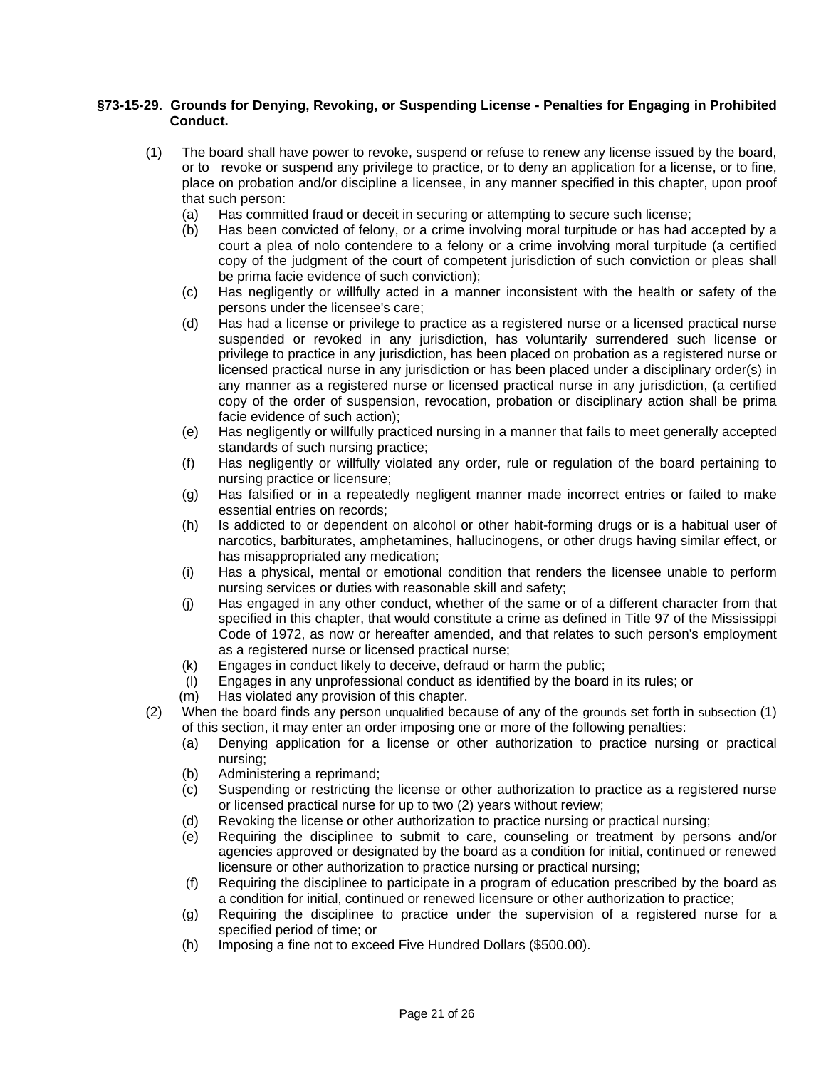**§73-15-29. Grounds for Denying, Revoking, or Suspending License - Penalties for Engaging in Prohibited Conduct.**

(1) The board shall have power to revoke, suspend or refuse to renew any license issued by the board, or to revoke or suspend any privilege to practice, or to deny an application for a license, or to fine, place on probation and/or discipline a licensee, in any manner specified in this chapter, upon proof that such person:

(a) Has committed fraud or deceit in securing or attempting to secure such license;

(b) Has been convicted of felony, or a crime involving moral turpitude or has had accepted by a court a plea of nolo contendere to a felony or a crime involving moral turpitude (a certified copy of the judgment of the court of competent jurisdiction of such conviction or pleas shall be prima facie evidence of such conviction);

(c) Has negligently or willfully acted in a manner inconsistent with the health or safety of the persons under the licensee's care;

(d) Has had a license or privilege to practice as a registered nurse or a licensed practical nurse suspended or revoked in any jurisdiction, has voluntarily surrendered such license or privilege to practice in any jurisdiction, has been placed on probation as a registered nurse or licensed practical nurse in any jurisdiction or has been placed under a disciplinary order(s) in any manner as a registered nurse or licensed practical nurse in any jurisdiction, (a certified copy of the order of suspension, revocation, probation or disciplinary action shall be prima facie evidence of such action);

(e) Has negligently or willfully practiced nursing in a manner that fails to meet generally accepted standards of such nursing practice;

(f) Has negligently or willfully violated any order, rule or regulation of the board pertaining to nursing practice or licensure;

(g) Has falsified or in a repeatedly negligent manner made incorrect entries or failed to make essential entries on records;

(h) Is addicted to or dependent on alcohol or other habit-forming drugs or is a habitual user of narcotics, barbiturates, amphetamines, hallucinogens, or other drugs having similar effect, or has misappropriated any medication;

(i) Has a physical, mental or emotional condition that renders the licensee unable to perform nursing services or duties with reasonable skill and safety;

(j) Has engaged in any other conduct, whether of the same or of a different character from that specified in this chapter, that would constitute a crime as defined in Title 97 of the Mississippi Code of 1972, as now or hereafter amended, and that relates to such person's employment as a registered nurse or licensed practical nurse;

(k) Engages in conduct likely to deceive, defraud or harm the public;

(l) Engages in any unprofessional conduct as identified by the board in its rules; or

(m) Has violated any provision of this chapter.

(2) When the board finds any person unqualified because of any of the grounds set forth in subsection (1) of this section, it may enter an order imposing one or more of the following penalties:

(a) Denying application for a license or other authorization to practice nursing or practical nursing;

(b) Administering a reprimand;

(c) Suspending or restricting the license or other authorization to practice as a registered nurse or licensed practical nurse for up to two (2) years without review;

(d) Revoking the license or other authorization to practice nursing or practical nursing;

(e) Requiring the disciplinee to submit to care, counseling or treatment by persons and/or agencies approved or designated by the board as a condition for initial, continued or renewed licensure or other authorization to practice nursing or practical nursing;

(f) Requiring the disciplinee to participate in a program of education prescribed by the board as a condition for initial, continued or renewed licensure or other authorization to practice;

(g) Requiring the disciplinee to practice under the supervision of a registered nurse for a specified period of time; or

(h) Imposing a fine not to exceed Five Hundred Dollars ($500.00).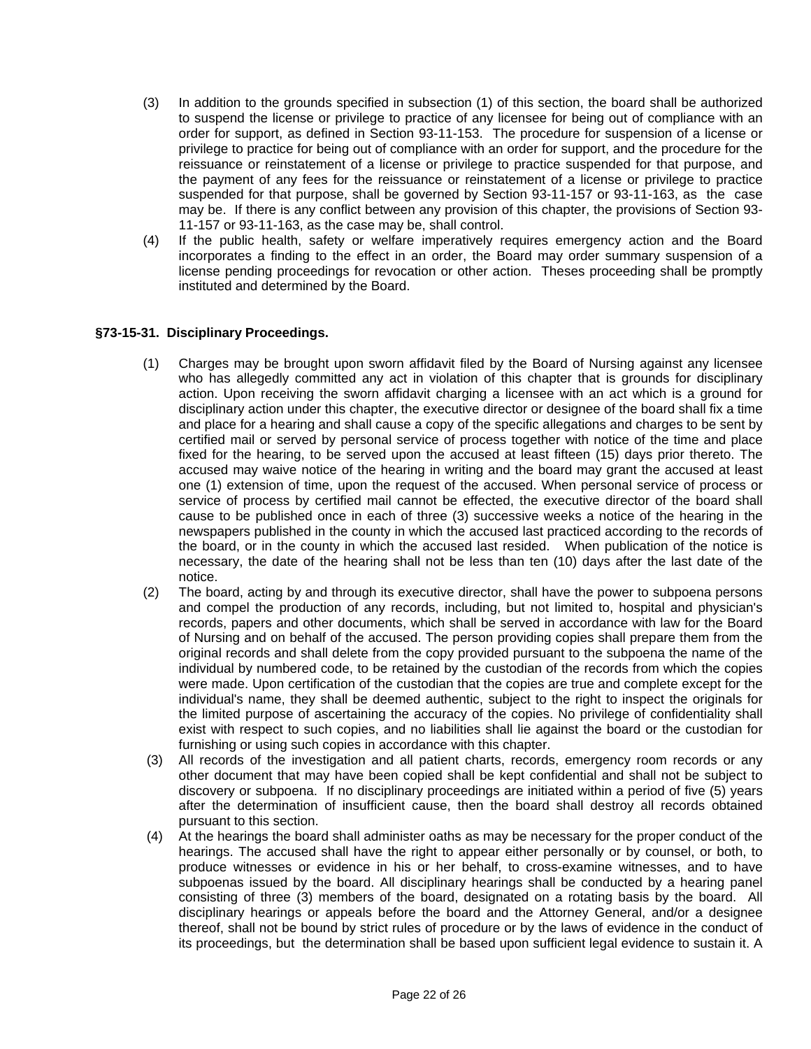(3) In addition to the grounds specified in subsection (1) of this section, the board shall be authorized to suspend the license or privilege to practice of any licensee for being out of compliance with an order for support, as defined in Section 93-11-153. The procedure for suspension of a license or privilege to practice for being out of compliance with an order for support, and the procedure for the reissuance or reinstatement of a license or privilege to practice suspended for that purpose, and the payment of any fees for the reissuance or reinstatement of a license or privilege to practice suspended for that purpose, shall be governed by Section 93-11-157 or 93-11-163, as the case may be. If there is any conflict between any provision of this chapter, the provisions of Section 93-11-157 or 93-11-163, as the case may be, shall control.

(4) If the public health, safety or welfare imperatively requires emergency action and the Board incorporates a finding to the effect in an order, the Board may order summary suspension of a license pending proceedings for revocation or other action. Theses proceeding shall be promptly instituted and determined by the Board.

**§73-15-31. Disciplinary Proceedings.**

(1) Charges may be brought upon sworn affidavit filed by the Board of Nursing against any licensee who has allegedly committed any act in violation of this chapter that is grounds for disciplinary action. Upon receiving the sworn affidavit charging a licensee with an act which is a ground for disciplinary action under this chapter, the executive director or designee of the board shall fix a time and place for a hearing and shall cause a copy of the specific allegations and charges to be sent by certified mail or served by personal service of process together with notice of the time and place fixed for the hearing, to be served upon the accused at least fifteen (15) days prior thereto. The accused may waive notice of the hearing in writing and the board may grant the accused at least one (1) extension of time, upon the request of the accused. When personal service of process or service of process by certified mail cannot be effected, the executive director of the board shall cause to be published once in each of three (3) successive weeks a notice of the hearing in the newspapers published in the county in which the accused last practiced according to the records of the board, or in the county in which the accused last resided. When publication of the notice is necessary, the date of the hearing shall not be less than ten (10) days after the last date of the notice.

(2) The board, acting by and through its executive director, shall have the power to subpoena persons and compel the production of any records, including, but not limited to, hospital and physician's records, papers and other documents, which shall be served in accordance with law for the Board of Nursing and on behalf of the accused. The person providing copies shall prepare them from the original records and shall delete from the copy provided pursuant to the subpoena the name of the individual by numbered code, to be retained by the custodian of the records from which the copies were made. Upon certification of the custodian that the copies are true and complete except for the individual's name, they shall be deemed authentic, subject to the right to inspect the originals for the limited purpose of ascertaining the accuracy of the copies. No privilege of confidentiality shall exist with respect to such copies, and no liabilities shall lie against the board or the custodian for furnishing or using such copies in accordance with this chapter.

(3) All records of the investigation and all patient charts, records, emergency room records or any other document that may have been copied shall be kept confidential and shall not be subject to discovery or subpoena. If no disciplinary proceedings are initiated within a period of five (5) years after the determination of insufficient cause, then the board shall destroy all records obtained pursuant to this section.

(4) At the hearings the board shall administer oaths as may be necessary for the proper conduct of the hearings. The accused shall have the right to appear either personally or by counsel, or both, to produce witnesses or evidence in his or her behalf, to cross-examine witnesses, and to have subpoenas issued by the board. All disciplinary hearings shall be conducted by a hearing panel consisting of three (3) members of the board, designated on a rotating basis by the board. All disciplinary hearings or appeals before the board and the Attorney General, and/or a designee thereof, shall not be bound by strict rules of procedure or by the laws of evidence in the conduct of its proceedings, but the determination shall be based upon sufficient legal evidence to sustain it. A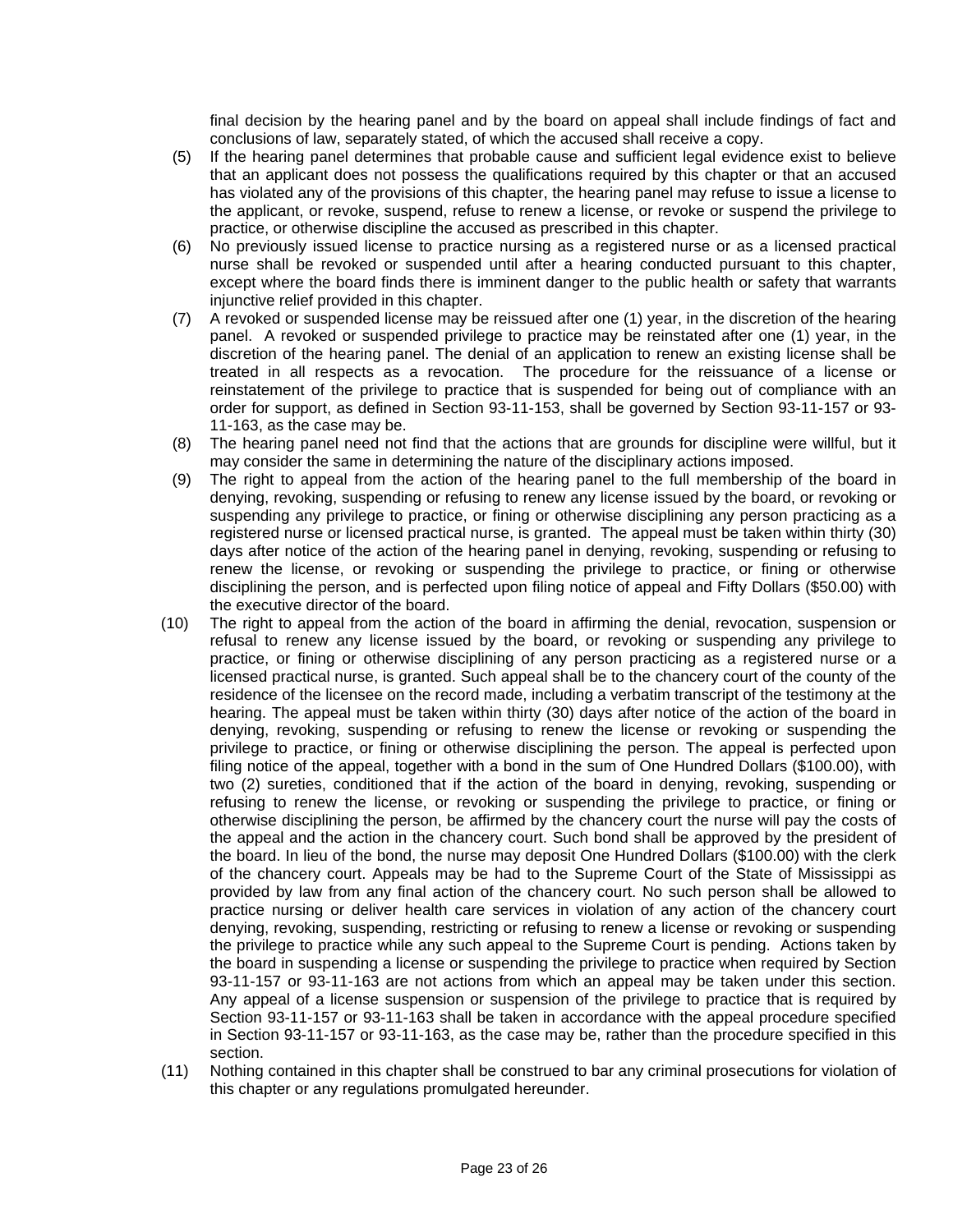final decision by the hearing panel and by the board on appeal shall include findings of fact and conclusions of law, separately stated, of which the accused shall receive a copy.

(5) If the hearing panel determines that probable cause and sufficient legal evidence exist to believe that an applicant does not possess the qualifications required by this chapter or that an accused has violated any of the provisions of this chapter, the hearing panel may refuse to issue a license to the applicant, or revoke, suspend, refuse to renew a license, or revoke or suspend the privilege to practice, or otherwise discipline the accused as prescribed in this chapter.

(6) No previously issued license to practice nursing as a registered nurse or as a licensed practical nurse shall be revoked or suspended until after a hearing conducted pursuant to this chapter, except where the board finds there is imminent danger to the public health or safety that warrants injunctive relief provided in this chapter.

(7) A revoked or suspended license may be reissued after one (1) year, in the discretion of the hearing panel. A revoked or suspended privilege to practice may be reinstated after one (1) year, in the discretion of the hearing panel. The denial of an application to renew an existing license shall be treated in all respects as a revocation. The procedure for the reissuance of a license or reinstatement of the privilege to practice that is suspended for being out of compliance with an order for support, as defined in Section 93-11-153, shall be governed by Section 93-11-157 or 93-11-163, as the case may be.

(8) The hearing panel need not find that the actions that are grounds for discipline were willful, but it may consider the same in determining the nature of the disciplinary actions imposed.

(9) The right to appeal from the action of the hearing panel to the full membership of the board in denying, revoking, suspending or refusing to renew any license issued by the board, or revoking or suspending any privilege to practice, or fining or otherwise disciplining any person practicing as a registered nurse or licensed practical nurse, is granted. The appeal must be taken within thirty (30) days after notice of the action of the hearing panel in denying, revoking, suspending or refusing to renew the license, or revoking or suspending the privilege to practice, or fining or otherwise disciplining the person, and is perfected upon filing notice of appeal and Fifty Dollars ($50.00) with the executive director of the board.

(10) The right to appeal from the action of the board in affirming the denial, revocation, suspension or refusal to renew any license issued by the board, or revoking or suspending any privilege to practice, or fining or otherwise disciplining of any person practicing as a registered nurse or a licensed practical nurse, is granted. Such appeal shall be to the chancery court of the county of the residence of the licensee on the record made, including a verbatim transcript of the testimony at the hearing. The appeal must be taken within thirty (30) days after notice of the action of the board in denying, revoking, suspending or refusing to renew the license or revoking or suspending the privilege to practice, or fining or otherwise disciplining the person. The appeal is perfected upon filing notice of the appeal, together with a bond in the sum of One Hundred Dollars ($100.00), with two (2) sureties, conditioned that if the action of the board in denying, revoking, suspending or refusing to renew the license, or revoking or suspending the privilege to practice, or fining or otherwise disciplining the person, be affirmed by the chancery court the nurse will pay the costs of the appeal and the action in the chancery court. Such bond shall be approved by the president of the board. In lieu of the bond, the nurse may deposit One Hundred Dollars ($100.00) with the clerk of the chancery court. Appeals may be had to the Supreme Court of the State of Mississippi as provided by law from any final action of the chancery court. No such person shall be allowed to practice nursing or deliver health care services in violation of any action of the chancery court denying, revoking, suspending, restricting or refusing to renew a license or revoking or suspending the privilege to practice while any such appeal to the Supreme Court is pending. Actions taken by the board in suspending a license or suspending the privilege to practice when required by Section 93-11-157 or 93-11-163 are not actions from which an appeal may be taken under this section. Any appeal of a license suspension or suspension of the privilege to practice that is required by Section 93-11-157 or 93-11-163 shall be taken in accordance with the appeal procedure specified in Section 93-11-157 or 93-11-163, as the case may be, rather than the procedure specified in this section.

(11) Nothing contained in this chapter shall be construed to bar any criminal prosecutions for violation of this chapter or any regulations promulgated hereunder.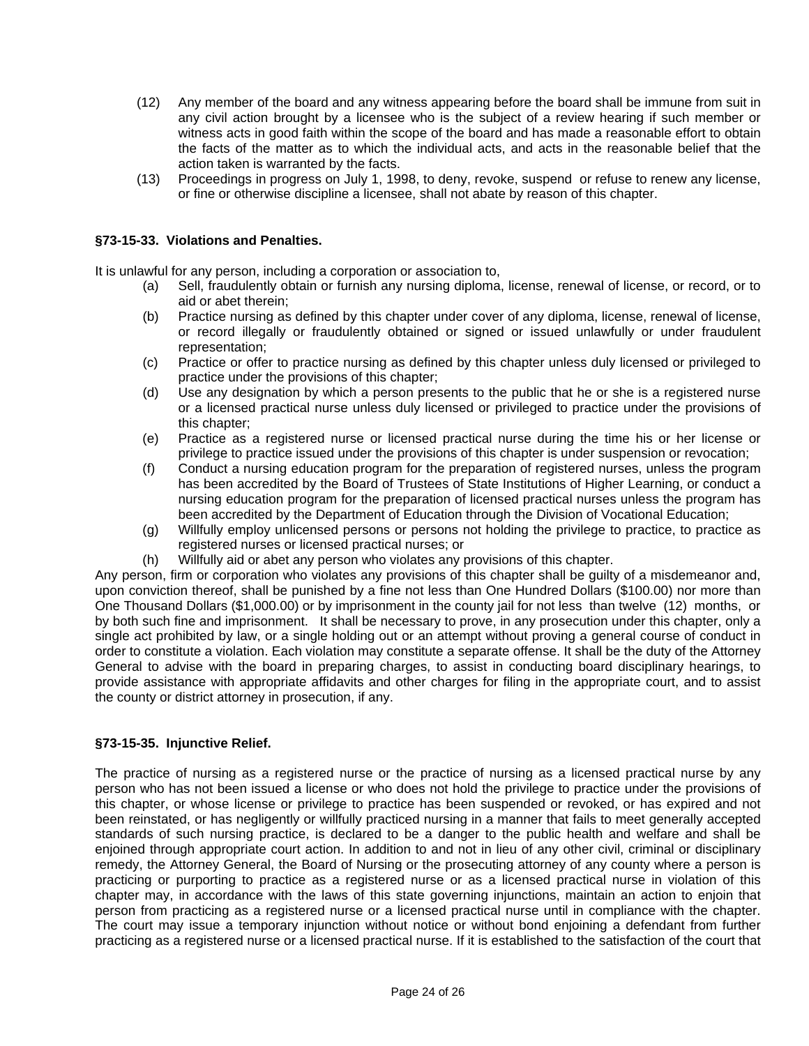(12) Any member of the board and any witness appearing before the board shall be immune from suit in any civil action brought by a licensee who is the subject of a review hearing if such member or witness acts in good faith within the scope of the board and has made a reasonable effort to obtain the facts of the matter as to which the individual acts, and acts in the reasonable belief that the action taken is warranted by the facts.

(13) Proceedings in progress on July 1, 1998, to deny, revoke, suspend or refuse to renew any license, or fine or otherwise discipline a licensee, shall not abate by reason of this chapter.

### §73-15-33. Violations and Penalties.

It is unlawful for any person, including a corporation or association to,

(a) Sell, fraudulently obtain or furnish any nursing diploma, license, renewal of license, or record, or to aid or abet therein;

(b) Practice nursing as defined by this chapter under cover of any diploma, license, renewal of license, or record illegally or fraudulently obtained or signed or issued unlawfully or under fraudulent representation;

(c) Practice or offer to practice nursing as defined by this chapter unless duly licensed or privileged to practice under the provisions of this chapter;

(d) Use any designation by which a person presents to the public that he or she is a registered nurse or a licensed practical nurse unless duly licensed or privileged to practice under the provisions of this chapter;

(e) Practice as a registered nurse or licensed practical nurse during the time his or her license or privilege to practice issued under the provisions of this chapter is under suspension or revocation;

(f) Conduct a nursing education program for the preparation of registered nurses, unless the program has been accredited by the Board of Trustees of State Institutions of Higher Learning, or conduct a nursing education program for the preparation of licensed practical nurses unless the program has been accredited by the Department of Education through the Division of Vocational Education;

(g) Willfully employ unlicensed persons or persons not holding the privilege to practice, to practice as registered nurses or licensed practical nurses; or

(h) Willfully aid or abet any person who violates any provisions of this chapter.

Any person, firm or corporation who violates any provisions of this chapter shall be guilty of a misdemeanor and, upon conviction thereof, shall be punished by a fine not less than One Hundred Dollars ($100.00) nor more than One Thousand Dollars ($1,000.00) or by imprisonment in the county jail for not less than twelve (12) months, or by both such fine and imprisonment. It shall be necessary to prove, in any prosecution under this chapter, only a single act prohibited by law, or a single holding out or an attempt without proving a general course of conduct in order to constitute a violation. Each violation may constitute a separate offense. It shall be the duty of the Attorney General to advise with the board in preparing charges, to assist in conducting board disciplinary hearings, to provide assistance with appropriate affidavits and other charges for filing in the appropriate court, and to assist the county or district attorney in prosecution, if any.

### §73-15-35. Injunctive Relief.

The practice of nursing as a registered nurse or the practice of nursing as a licensed practical nurse by any person who has not been issued a license or who does not hold the privilege to practice under the provisions of this chapter, or whose license or privilege to practice has been suspended or revoked, or has expired and not been reinstated, or has negligently or willfully practiced nursing in a manner that fails to meet generally accepted standards of such nursing practice, is declared to be a danger to the public health and welfare and shall be enjoined through appropriate court action. In addition to and not in lieu of any other civil, criminal or disciplinary remedy, the Attorney General, the Board of Nursing or the prosecuting attorney of any county where a person is practicing or purporting to practice as a registered nurse or as a licensed practical nurse in violation of this chapter may, in accordance with the laws of this state governing injunctions, maintain an action to enjoin that person from practicing as a registered nurse or a licensed practical nurse until in compliance with the chapter. The court may issue a temporary injunction without notice or without bond enjoining a defendant from further practicing as a registered nurse or a licensed practical nurse. If it is established to the satisfaction of the court that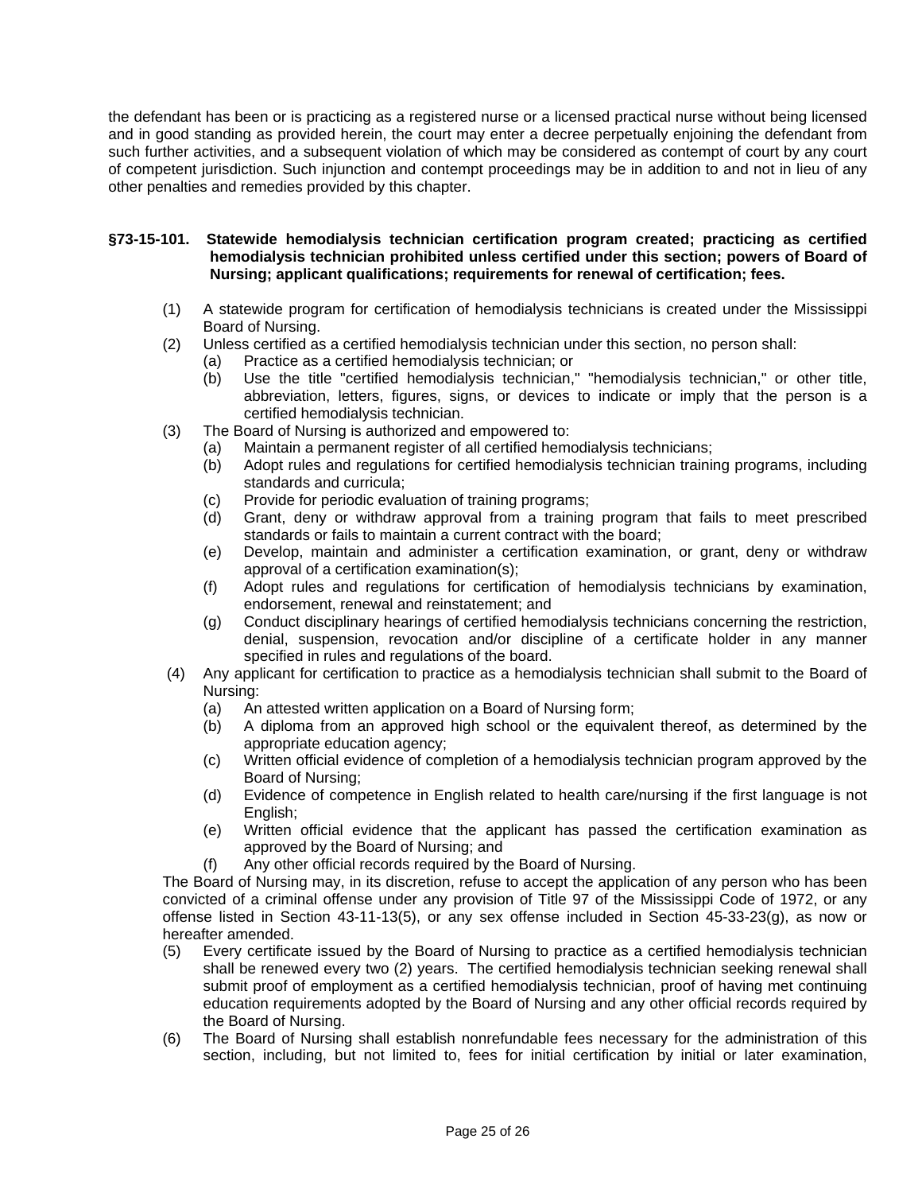the defendant has been or is practicing as a registered nurse or a licensed practical nurse without being licensed and in good standing as provided herein, the court may enter a decree perpetually enjoining the defendant from such further activities, and a subsequent violation of which may be considered as contempt of court by any court of competent jurisdiction. Such injunction and contempt proceedings may be in addition to and not in lieu of any other penalties and remedies provided by this chapter.

**§73-15-101. Statewide hemodialysis technician certification program created; practicing as certified hemodialysis technician prohibited unless certified under this section; powers of Board of Nursing; applicant qualifications; requirements for renewal of certification; fees.**

(1) A statewide program for certification of hemodialysis technicians is created under the Mississippi Board of Nursing.

(2) Unless certified as a certified hemodialysis technician under this section, no person shall:
   - (a) Practice as a certified hemodialysis technician; or
   - (b) Use the title "certified hemodialysis technician," "hemodialysis technician," or other title, abbreviation, letters, figures, signs, or devices to indicate or imply that the person is a certified hemodialysis technician.

(3) The Board of Nursing is authorized and empowered to:
   - (a) Maintain a permanent register of all certified hemodialysis technicians;
   - (b) Adopt rules and regulations for certified hemodialysis technician training programs, including standards and curricula;
   - (c) Provide for periodic evaluation of training programs;
   - (d) Grant, deny or withdraw approval from a training program that fails to meet prescribed standards or fails to maintain a current contract with the board;
   - (e) Develop, maintain and administer a certification examination, or grant, deny or withdraw approval of a certification examination(s);
   - (f) Adopt rules and regulations for certification of hemodialysis technicians by examination, endorsement, renewal and reinstatement; and
   - (g) Conduct disciplinary hearings of certified hemodialysis technicians concerning the restriction, denial, suspension, revocation and/or discipline of a certificate holder in any manner specified in rules and regulations of the board.

(4) Any applicant for certification to practice as a hemodialysis technician shall submit to the Board of Nursing:
   - (a) An attested written application on a Board of Nursing form;
   - (b) A diploma from an approved high school or the equivalent thereof, as determined by the appropriate education agency;
   - (c) Written official evidence of completion of a hemodialysis technician program approved by the Board of Nursing;
   - (d) Evidence of competence in English related to health care/nursing if the first language is not English;
   - (e) Written official evidence that the applicant has passed the certification examination as approved by the Board of Nursing; and
   - (f) Any other official records required by the Board of Nursing.

The Board of Nursing may, in its discretion, refuse to accept the application of any person who has been convicted of a criminal offense under any provision of Title 97 of the Mississippi Code of 1972, or any offense listed in Section 43-11-13(5), or any sex offense included in Section 45-33-23(g), as now or hereafter amended.

(5) Every certificate issued by the Board of Nursing to practice as a certified hemodialysis technician shall be renewed every two (2) years. The certified hemodialysis technician seeking renewal shall submit proof of employment as a certified hemodialysis technician, proof of having met continuing education requirements adopted by the Board of Nursing and any other official records required by the Board of Nursing.

(6) The Board of Nursing shall establish nonrefundable fees necessary for the administration of this section, including, but not limited to, fees for initial certification by initial or later examination,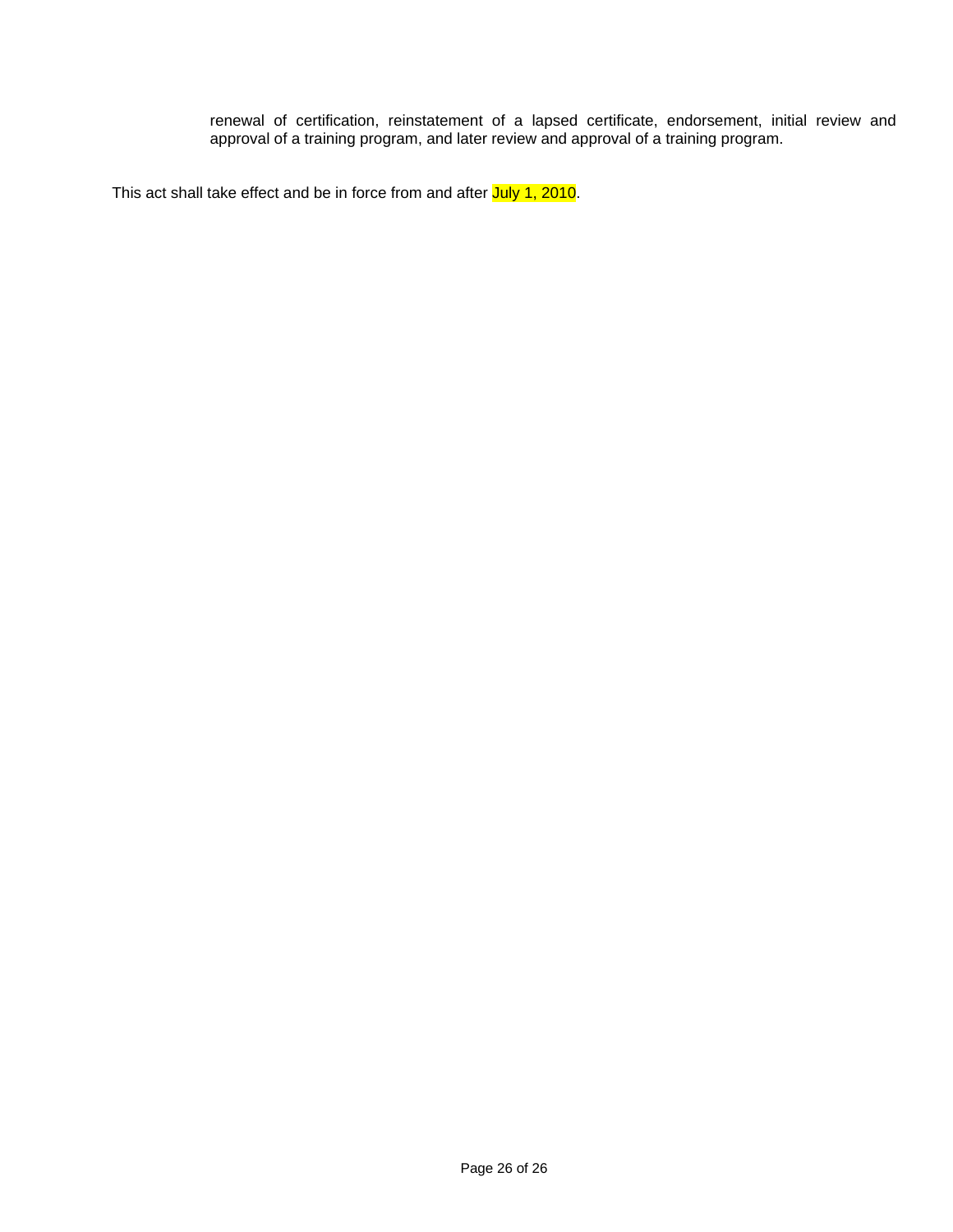renewal of certification, reinstatement of a lapsed certificate, endorsement, initial review and approval of a training program, and later review and approval of a training program.

This act shall take effect and be in force from and after July 1, 2010.